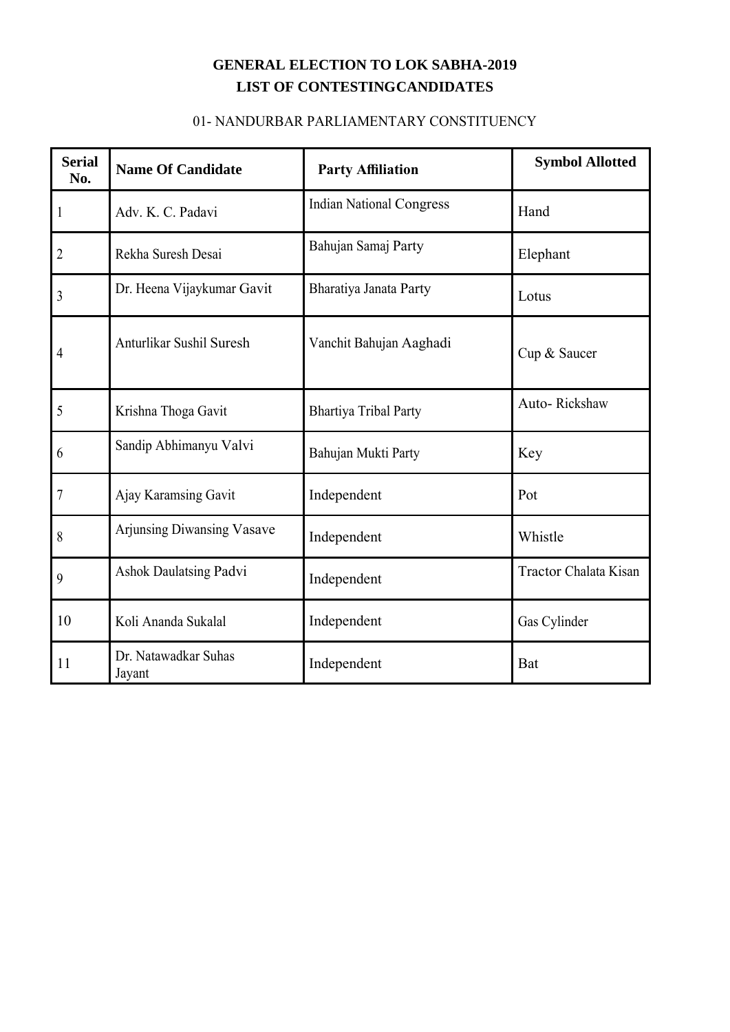# GENERAL ELECTION TO LOK SABHA-2019

## LIST OF CONTESTINGCANDIDATES

01- NANDURBAR PARLIAMENTARY CONSTITUENCY

| Serial No. | Name Of Candidate | Party Affiliation | Symbol Allotted |
|---|---|---|---|
| 1 | Adv. K. C. Padavi | Indian National Congress | Hand |
| 2 | Rekha Suresh Desai | Bahujan Samaj Party | Elephant |
| 3 | Dr. Heena Vijaykumar Gavit | Bharatiya Janata Party | Lotus |
| 4 | Anturlikar Sushil Suresh | Vanchit Bahujan Aaghadi | Cup & Saucer |
| 5 | Krishna Thoga Gavit | Bhartiya Tribal Party | Auto- Rickshaw |
| 6 | Sandip Abhimanyu Valvi | Bahujan Mukti Party | Key |
| 7 | Ajay Karamsing Gavit | Independent | Pot |
| 8 | Arjunsing Diwansing Vasave | Independent | Whistle |
| 9 | Ashok Daulatsing Padvi | Independent | Tractor Chalata Kisan |
| 10 | Koli Ananda Sukalal | Independent | Gas Cylinder |
| 11 | Dr. Natawadkar Suhas Jayant | Independent | Bat |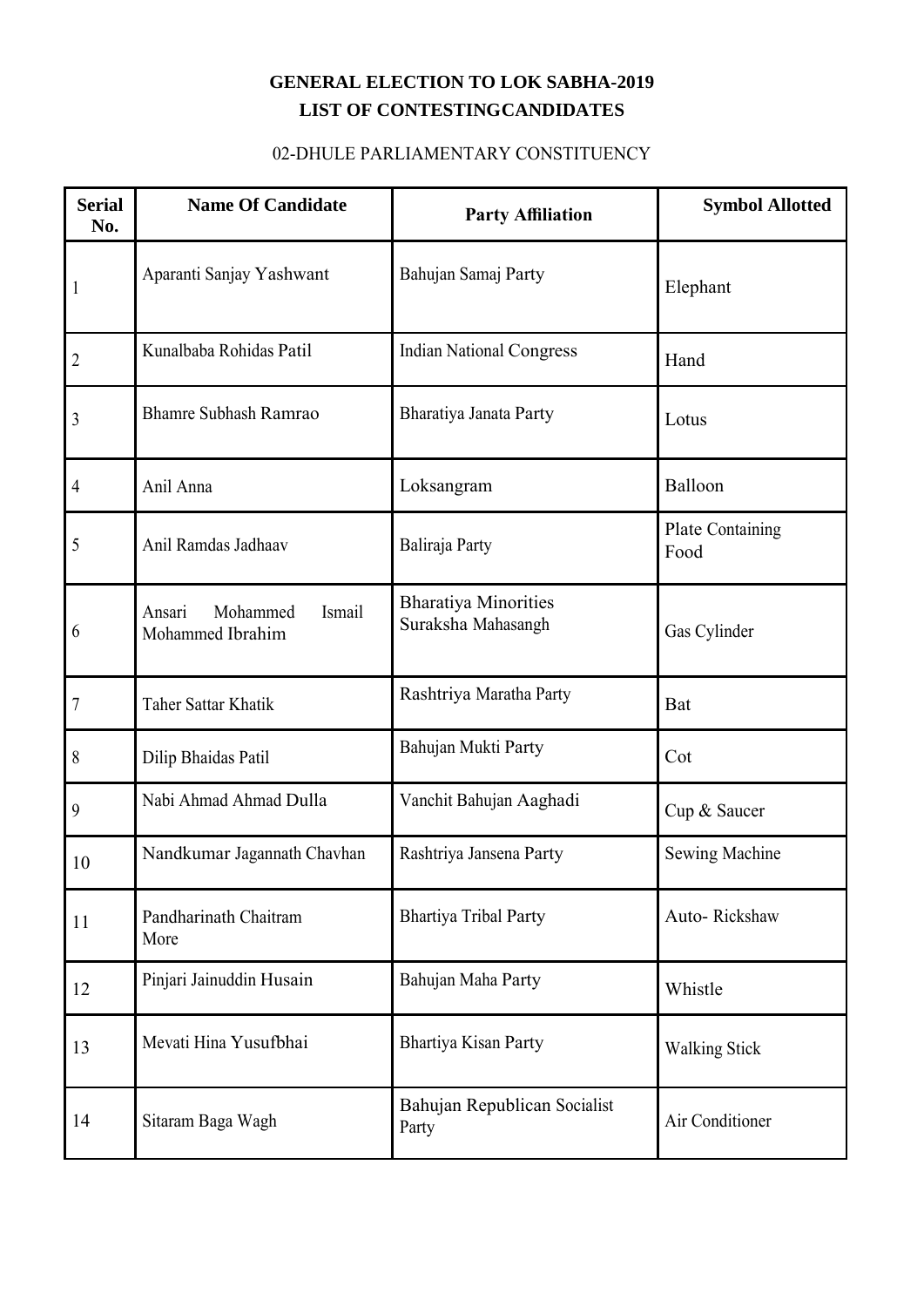# GENERAL ELECTION TO LOK SABHA-2019

## LIST OF CONTESTINGCANDIDATES

02-DHULE PARLIAMENTARY CONSTITUENCY

| Serial No. | Name Of Candidate | Party Affiliation | Symbol Allotted |
|---|---|---|---|
| 1 | Aparanti Sanjay Yashwant | Bahujan Samaj Party | Elephant |
| 2 | Kunalbaba Rohidas Patil | Indian National Congress | Hand |
| 3 | Bhamre Subhash Ramrao | Bharatiya Janata Party | Lotus |
| 4 | Anil Anna | Loksangram | Balloon |
| 5 | Anil Ramdas Jadhaav | Baliraja Party | Plate Containing Food |
| 6 | Ansari Mohammed Ismail Mohammed Ibrahim | Bharatiya Minorities Suraksha Mahasangh | Gas Cylinder |
| 7 | Taher Sattar Khatik | Rashtriya Maratha Party | Bat |
| 8 | Dilip Bhaidas Patil | Bahujan Mukti Party | Cot |
| 9 | Nabi Ahmad Ahmad Dulla | Vanchit Bahujan Aaghadi | Cup & Saucer |
| 10 | Nandkumar Jagannath Chavhan | Rashtriya Jansena Party | Sewing Machine |
| 11 | Pandharinath Chaitram More | Bhartiya Tribal Party | Auto- Rickshaw |
| 12 | Pinjari Jainuddin Husain | Bahujan Maha Party | Whistle |
| 13 | Mevati Hina Yusufbhai | Bhartiya Kisan Party | Walking Stick |
| 14 | Sitaram Baga Wagh | Bahujan Republican Socialist Party | Air Conditioner |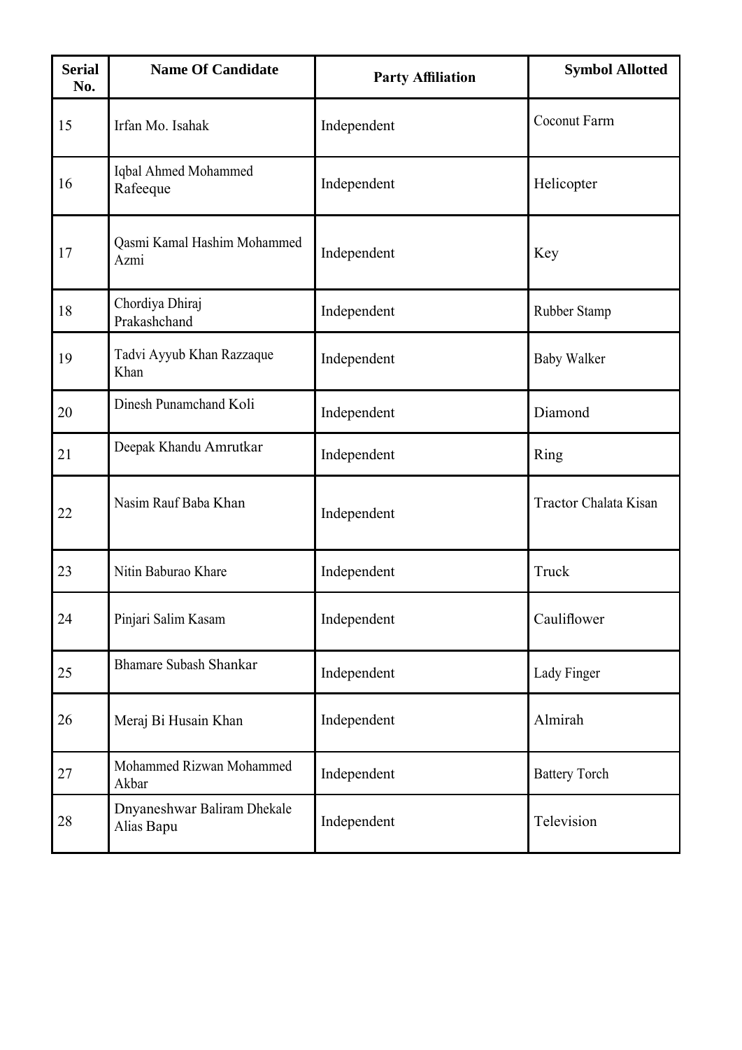| Serial No. | Name Of Candidate | Party Affiliation | Symbol Allotted |
|---|---|---|---|
| 15 | Irfan Mo. Isahak | Independent | Coconut Farm |
| 16 | Iqbal Ahmed Mohammed Rafeeque | Independent | Helicopter |
| 17 | Qasmi Kamal Hashim Mohammed Azmi | Independent | Key |
| 18 | Chordiya Dhiraj Prakashchand | Independent | Rubber Stamp |
| 19 | Tadvi Ayyub Khan Razzaque Khan | Independent | Baby Walker |
| 20 | Dinesh Punamchand Koli | Independent | Diamond |
| 21 | Deepak Khandu Amrutkar | Independent | Ring |
| 22 | Nasim Rauf Baba Khan | Independent | Tractor Chalata Kisan |
| 23 | Nitin Baburao Khare | Independent | Truck |
| 24 | Pinjari Salim Kasam | Independent | Cauliflower |
| 25 | Bhamare Subash Shankar | Independent | Lady Finger |
| 26 | Meraj Bi Husain Khan | Independent | Almirah |
| 27 | Mohammed Rizwan Mohammed Akbar | Independent | Battery Torch |
| 28 | Dnyaneshwar Baliram Dhekale Alias Bapu | Independent | Television |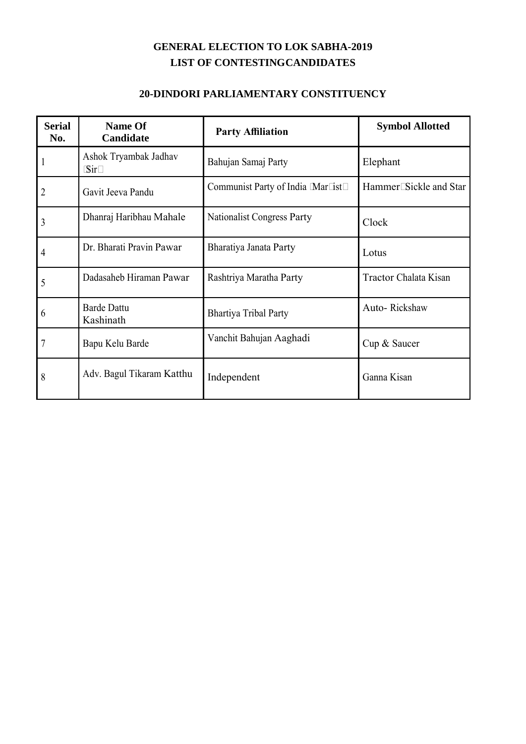# GENERAL ELECTION TO LOK SABHA-2019

## LIST OF CONTESTINGCANDIDATES

### 20-DINDORI PARLIAMENTARY CONSTITUENCY

| Serial No. | Name Of Candidate | Party Affiliation | Symbol Allotted |
|---|---|---|---|
| 1 | Ashok Tryambak Jadhav (Sir) | Bahujan Samaj Party | Elephant |
| 2 | Gavit Jeeva Pandu | Communist Party of India (Marxist) | Hammer, Sickle and Star |
| 3 | Dhanraj Haribhau Mahale | Nationalist Congress Party | Clock |
| 4 | Dr. Bharati Pravin Pawar | Bharatiya Janata Party | Lotus |
| 5 | Dadasaheb Hiraman Pawar | Rashtriya Maratha Party | Tractor Chalata Kisan |
| 6 | Barde Dattu Kashinath | Bhartiya Tribal Party | Auto- Rickshaw |
| 7 | Bapu Kelu Barde | Vanchit Bahujan Aaghadi | Cup & Saucer |
| 8 | Adv. Bagul Tikaram Katthu | Independent | Ganna Kisan |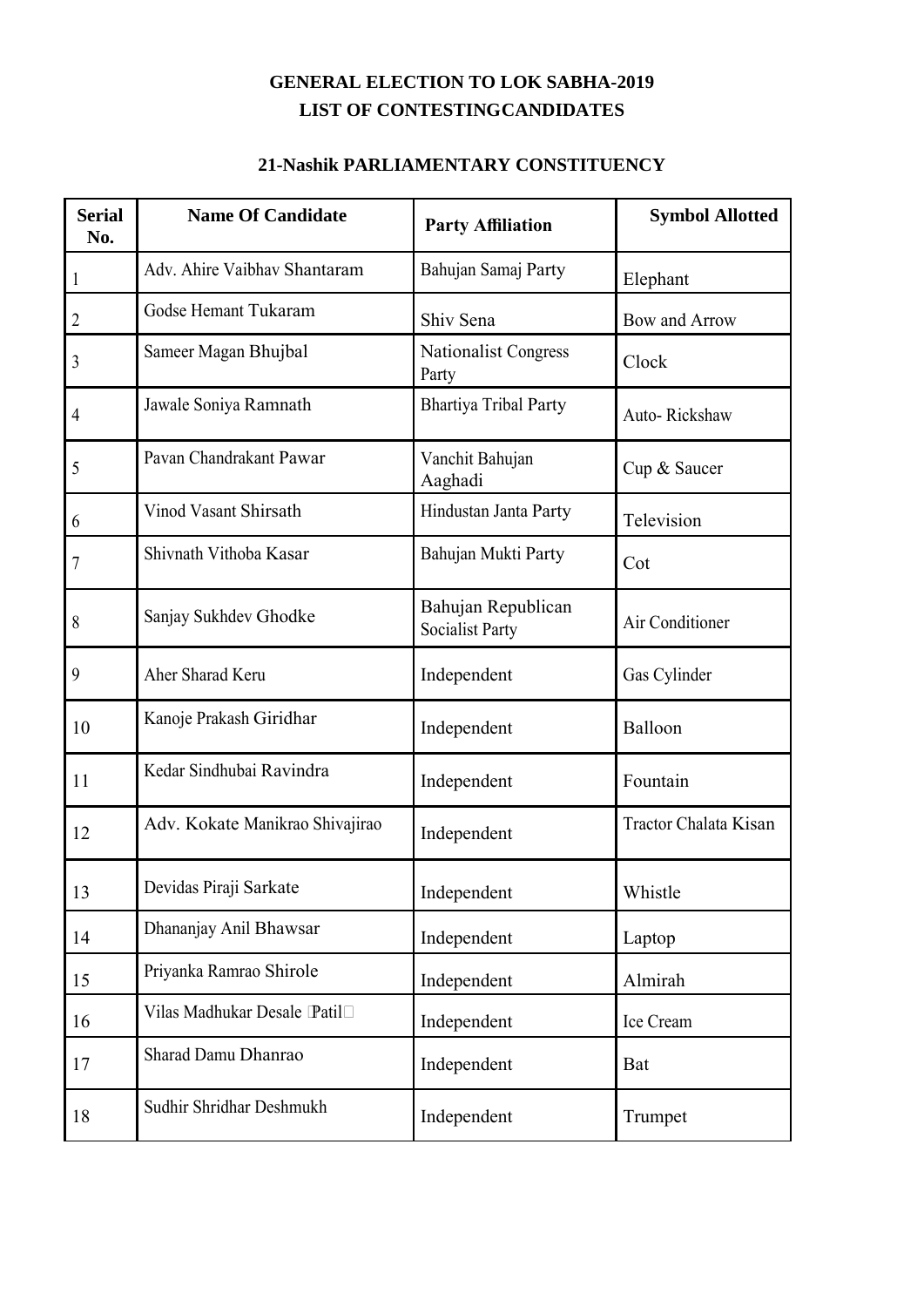**GENERAL ELECTION TO LOK SABHA-2019**
**LIST OF CONTESTINGCANDIDATES**

**21-Nashik PARLIAMENTARY CONSTITUENCY**

| Serial No. | Name Of Candidate | Party Affiliation | Symbol Allotted |
|---|---|---|---|
| 1 | Adv. Ahire Vaibhav Shantaram | Bahujan Samaj Party | Elephant |
| 2 | Godse Hemant Tukaram | Shiv Sena | Bow and Arrow |
| 3 | Sameer Magan Bhujbal | Nationalist Congress Party | Clock |
| 4 | Jawale Soniya Ramnath | Bhartiya Tribal Party | Auto- Rickshaw |
| 5 | Pavan Chandrakant Pawar | Vanchit Bahujan Aaghadi | Cup & Saucer |
| 6 | Vinod Vasant Shirsath | Hindustan Janta Party | Television |
| 7 | Shivnath Vithoba Kasar | Bahujan Mukti Party | Cot |
| 8 | Sanjay Sukhdev Ghodke | Bahujan Republican Socialist Party | Air Conditioner |
| 9 | Aher Sharad Keru | Independent | Gas Cylinder |
| 10 | Kanoje Prakash Giridhar | Independent | Balloon |
| 11 | Kedar Sindhubai Ravindra | Independent | Fountain |
| 12 | Adv. Kokate Manikrao Shivajirao | Independent | Tractor Chalata Kisan |
| 13 | Devidas Piraji Sarkate | Independent | Whistle |
| 14 | Dhananjay Anil Bhawsar | Independent | Laptop |
| 15 | Priyanka Ramrao Shirole | Independent | Almirah |
| 16 | Vilas Madhukar Desale (Patil) | Independent | Ice Cream |
| 17 | Sharad Damu Dhanrao | Independent | Bat |
| 18 | Sudhir Shridhar Deshmukh | Independent | Trumpet |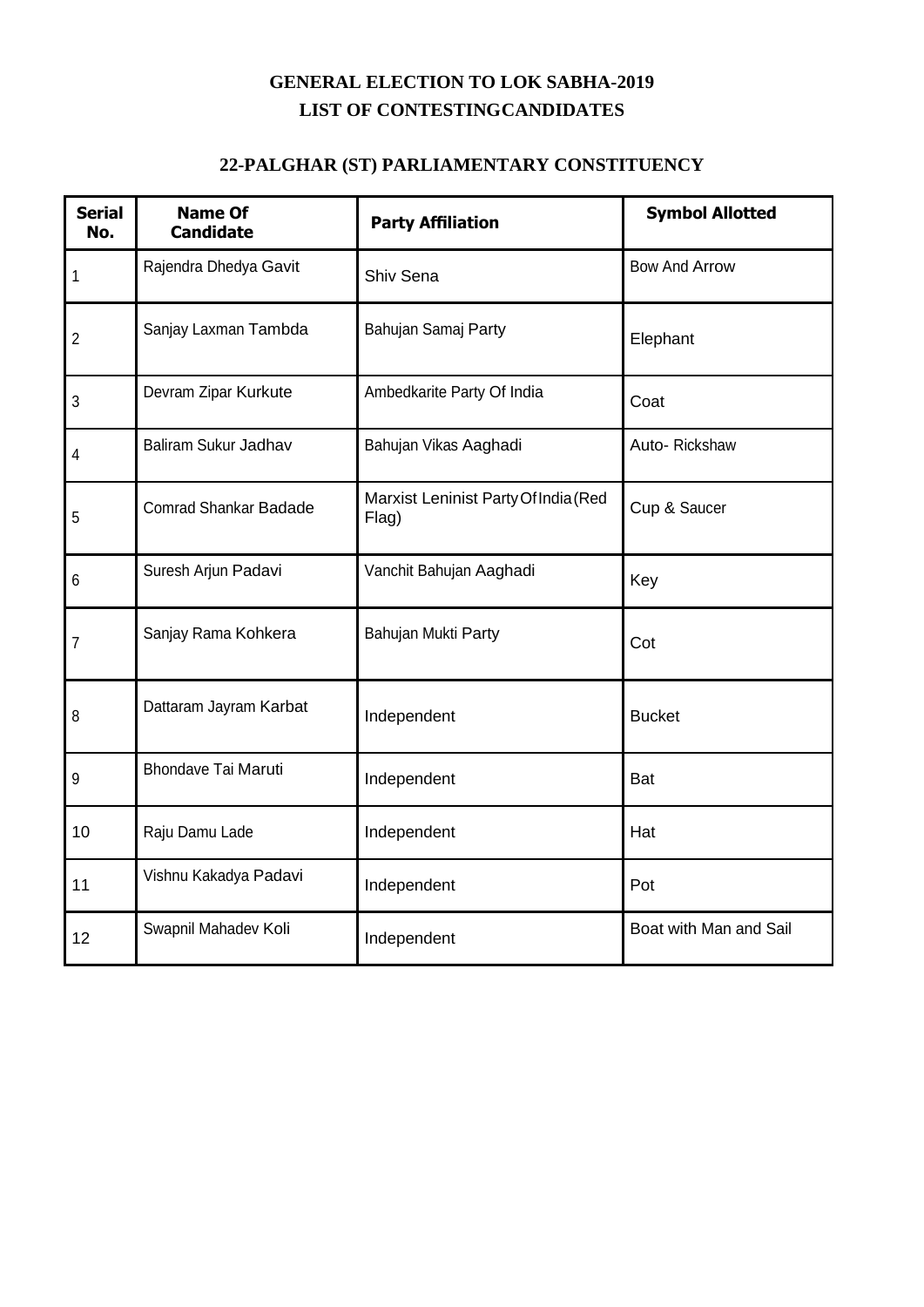# GENERAL ELECTION TO LOK SABHA-2019
## LIST OF CONTESTINGCANDIDATES

### 22-PALGHAR (ST) PARLIAMENTARY CONSTITUENCY

| Serial No. | Name Of Candidate | Party Affiliation | Symbol Allotted |
|---|---|---|---|
| 1 | Rajendra Dhedya Gavit | Shiv Sena | Bow And Arrow |
| 2 | Sanjay Laxman Tambda | Bahujan Samaj Party | Elephant |
| 3 | Devram Zipar Kurkute | Ambedkarite Party Of India | Coat |
| 4 | Baliram Sukur Jadhav | Bahujan Vikas Aaghadi | Auto- Rickshaw |
| 5 | Comrad Shankar Badade | Marxist Leninist Party Of India (Red Flag) | Cup & Saucer |
| 6 | Suresh Arjun Padavi | Vanchit Bahujan Aaghadi | Key |
| 7 | Sanjay Rama Kohkera | Bahujan Mukti Party | Cot |
| 8 | Dattaram Jayram Karbat | Independent | Bucket |
| 9 | Bhondave Tai Maruti | Independent | Bat |
| 10 | Raju Damu Lade | Independent | Hat |
| 11 | Vishnu Kakadya Padavi | Independent | Pot |
| 12 | Swapnil Mahadev Koli | Independent | Boat with Man and Sail |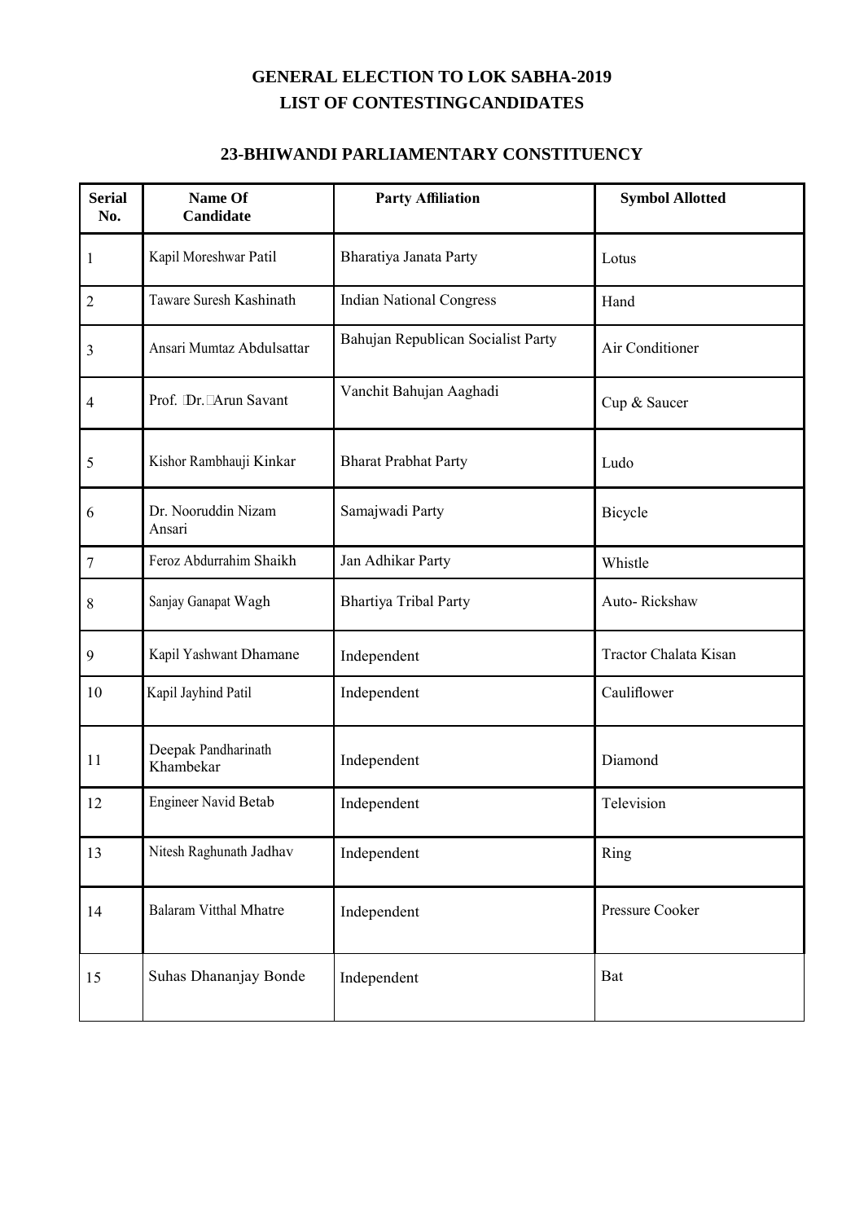# GENERAL ELECTION TO LOK SABHA-2019
# LIST OF CONTESTINGCANDIDATES

## 23-BHIWANDI PARLIAMENTARY CONSTITUENCY

| Serial No. | Name Of Candidate | Party Affiliation | Symbol Allotted |
|---|---|---|---|
| 1 | Kapil Moreshwar Patil | Bharatiya Janata Party | Lotus |
| 2 | Taware Suresh Kashinath | Indian National Congress | Hand |
| 3 | Ansari Mumtaz Abdulsattar | Bahujan Republican Socialist Party | Air Conditioner |
| 4 | Prof. Dr. Arun Savant | Vanchit Bahujan Aaghadi | Cup & Saucer |
| 5 | Kishor Rambhauji Kinkar | Bharat Prabhat Party | Ludo |
| 6 | Dr. Nooruddin Nizam Ansari | Samajwadi Party | Bicycle |
| 7 | Feroz Abdurrahim Shaikh | Jan Adhikar Party | Whistle |
| 8 | Sanjay Ganapat Wagh | Bhartiya Tribal Party | Auto- Rickshaw |
| 9 | Kapil Yashwant Dhamane | Independent | Tractor Chalata Kisan |
| 10 | Kapil Jayhind Patil | Independent | Cauliflower |
| 11 | Deepak Pandharinath Khambekar | Independent | Diamond |
| 12 | Engineer Navid Betab | Independent | Television |
| 13 | Nitesh Raghunath Jadhav | Independent | Ring |
| 14 | Balaram Vitthal Mhatre | Independent | Pressure Cooker |
| 15 | Suhas Dhananjay Bonde | Independent | Bat |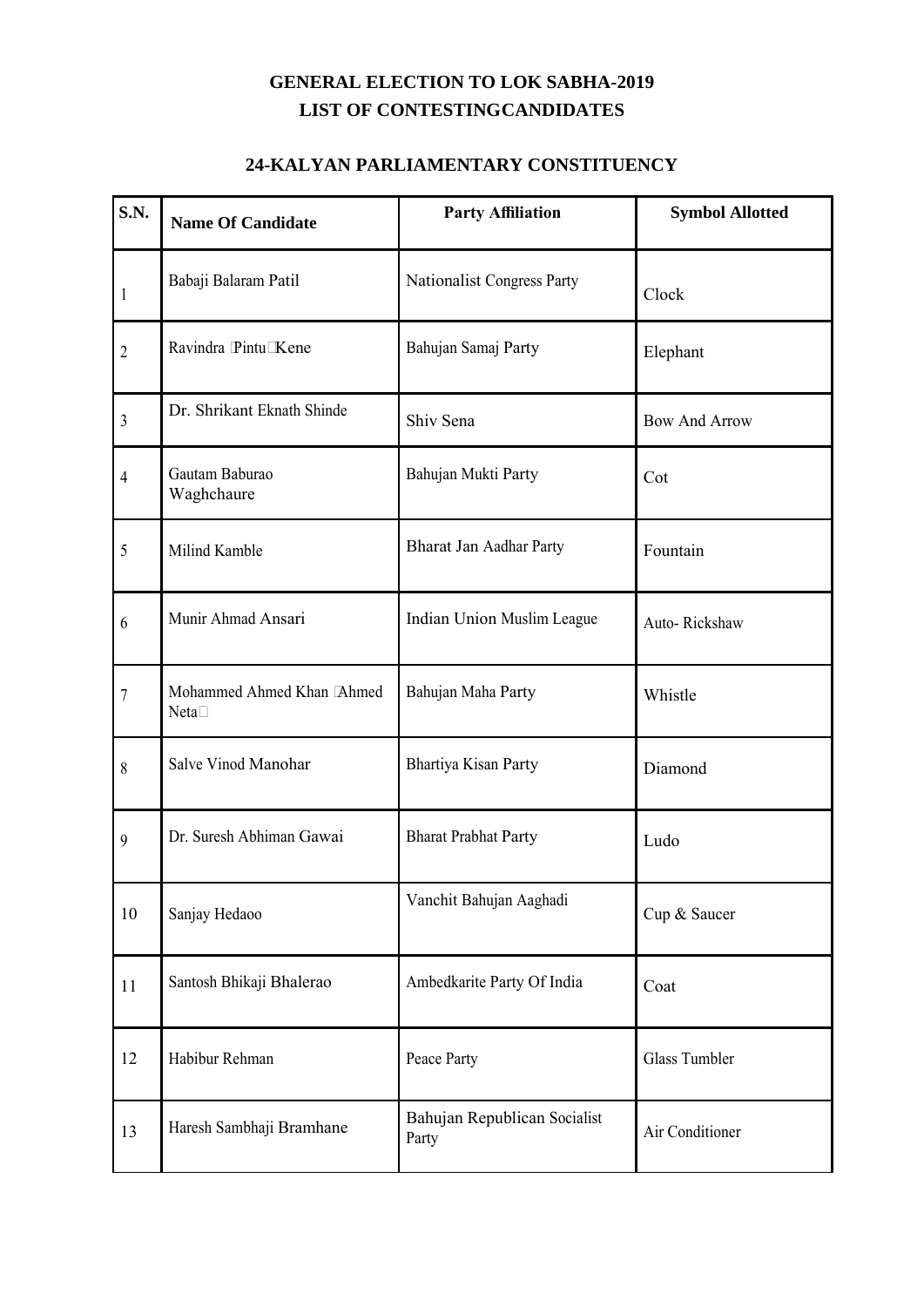**GENERAL ELECTION TO LOK SABHA-2019**
**LIST OF CONTESTINGCANDIDATES**

**24-KALYAN PARLIAMENTARY CONSTITUENCY**

| S.N. | Name Of Candidate | Party Affiliation | Symbol Allotted |
|---|---|---|---|
| 1 | Babaji Balaram Patil | Nationalist Congress Party | Clock |
| 2 | Ravindra Pintu Kene | Bahujan Samaj Party | Elephant |
| 3 | Dr. Shrikant Eknath Shinde | Shiv Sena | Bow And Arrow |
| 4 | Gautam Baburao Waghchaure | Bahujan Mukti Party | Cot |
| 5 | Milind Kamble | Bharat Jan Aadhar Party | Fountain |
| 6 | Munir Ahmad Ansari | Indian Union Muslim League | Auto- Rickshaw |
| 7 | Mohammed Ahmed Khan Ahmed Neta | Bahujan Maha Party | Whistle |
| 8 | Salve Vinod Manohar | Bhartiya Kisan Party | Diamond |
| 9 | Dr. Suresh Abhiman Gawai | Bharat Prabhat Party | Ludo |
| 10 | Sanjay Hedaoo | Vanchit Bahujan Aaghadi | Cup & Saucer |
| 11 | Santosh Bhikaji Bhalerao | Ambedkarite Party Of India | Coat |
| 12 | Habibur Rehman | Peace Party | Glass Tumbler |
| 13 | Haresh Sambhaji Bramhane | Bahujan Republican Socialist Party | Air Conditioner |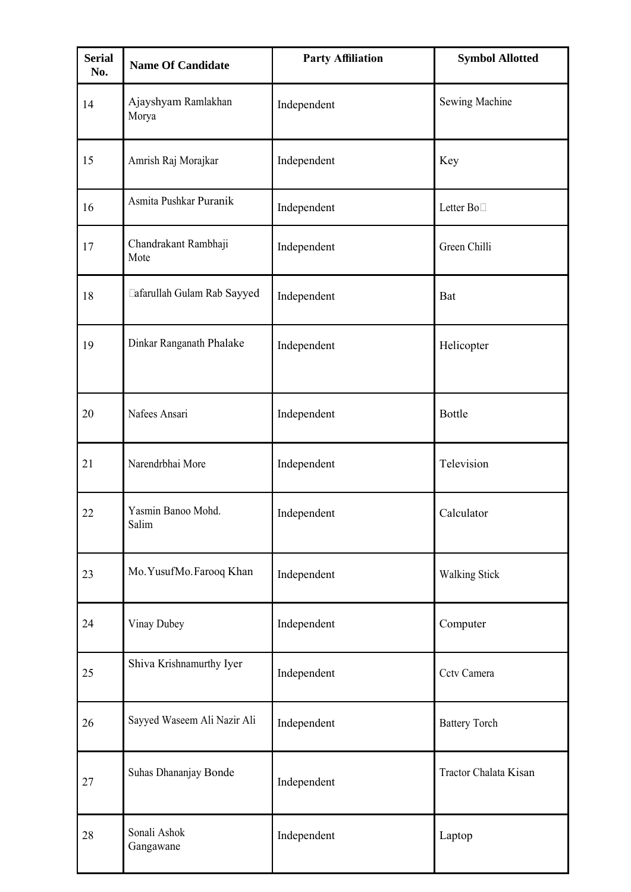| Serial No. | Name Of Candidate | Party Affiliation | Symbol Allotted |
|---|---|---|---|
| 14 | Ajayshyam Ramlakhan Morya | Independent | Sewing Machine |
| 15 | Amrish Raj Morajkar | Independent | Key |
| 16 | Asmita Pushkar Puranik | Independent | Letter Bo |
| 17 | Chandrakant Rambhaji Mote | Independent | Green Chilli |
| 18 | afarullah Gulam Rab Sayyed | Independent | Bat |
| 19 | Dinkar Ranganath Phalake | Independent | Helicopter |
| 20 | Nafees Ansari | Independent | Bottle |
| 21 | Narendrbhai More | Independent | Television |
| 22 | Yasmin Banoo Mohd. Salim | Independent | Calculator |
| 23 | Mo.YusufMo.Farooq Khan | Independent | Walking Stick |
| 24 | Vinay Dubey | Independent | Computer |
| 25 | Shiva Krishnamurthy Iyer | Independent | Cctv Camera |
| 26 | Sayyed Waseem Ali Nazir Ali | Independent | Battery Torch |
| 27 | Suhas Dhananjay Bonde | Independent | Tractor Chalata Kisan |
| 28 | Sonali Ashok Gangawane | Independent | Laptop |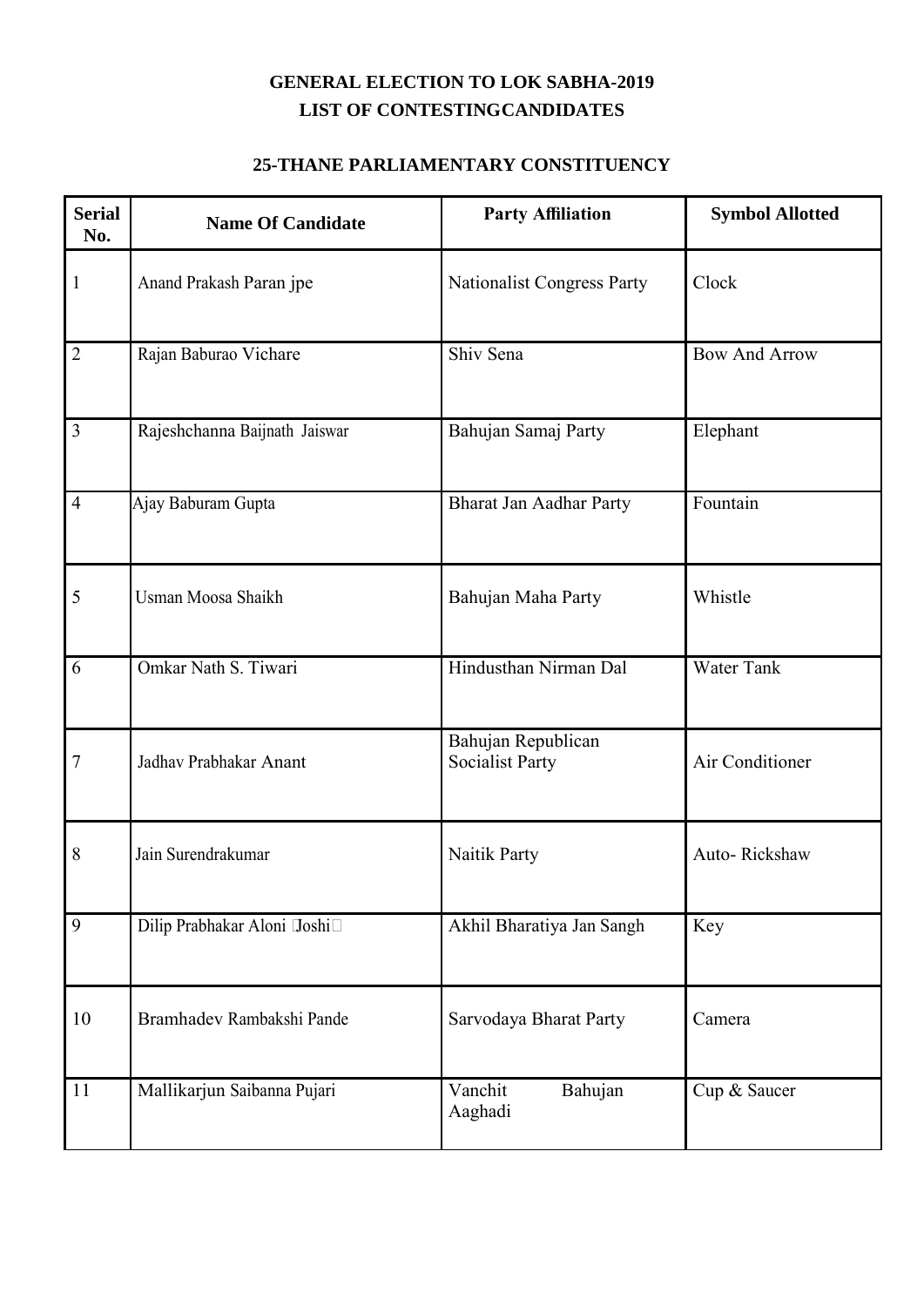**GENERAL ELECTION TO LOK SABHA-2019**
**LIST OF CONTESTINGCANDIDATES**

**25-THANE PARLIAMENTARY CONSTITUENCY**

| Serial No. | Name Of Candidate | Party Affiliation | Symbol Allotted |
|---|---|---|---|
| 1 | Anand Prakash Paran jpe | Nationalist Congress Party | Clock |
| 2 | Rajan Baburao Vichare | Shiv Sena | Bow And Arrow |
| 3 | Rajeshchanna Baijnath Jaiswar | Bahujan Samaj Party | Elephant |
| 4 | Ajay Baburam Gupta | Bharat Jan Aadhar Party | Fountain |
| 5 | Usman Moosa Shaikh | Bahujan Maha Party | Whistle |
| 6 | Omkar Nath S. Tiwari | Hindusthan Nirman Dal | Water Tank |
| 7 | Jadhav Prabhakar Anant | Bahujan Republican Socialist Party | Air Conditioner |
| 8 | Jain Surendrakumar | Naitik Party | Auto- Rickshaw |
| 9 | Dilip Prabhakar Aloni Joshi | Akhil Bharatiya Jan Sangh | Key |
| 10 | Bramhadev Rambakshi Pande | Sarvodaya Bharat Party | Camera |
| 11 | Mallikarjun Saibanna Pujari | Vanchit Bahujan Aaghadi | Cup & Saucer |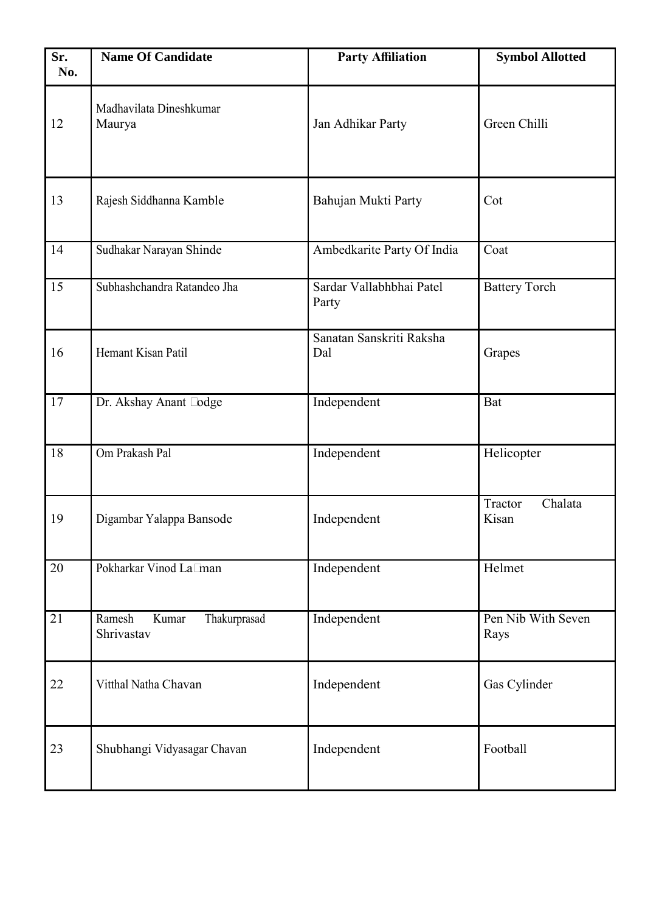| Sr. No. | Name Of Candidate | Party Affiliation | Symbol Allotted |
|---|---|---|---|
| 12 | Madhavilata Dineshkumar Maurya | Jan Adhikar Party | Green Chilli |
| 13 | Rajesh Siddhanna Kamble | Bahujan Mukti Party | Cot |
| 14 | Sudhakar Narayan Shinde | Ambedkarite Party Of India | Coat |
| 15 | Subhashchandra Ratandeo Jha | Sardar Vallabhbhai Patel Party | Battery Torch |
| 16 | Hemant Kisan Patil | Sanatan Sanskriti Raksha Dal | Grapes |
| 17 | Dr. Akshay Anant �odge | Independent | Bat |
| 18 | Om Prakash Pal | Independent | Helicopter |
| 19 | Digambar Yalappa Bansode | Independent | Tractor Chalata Kisan |
| 20 | Pokharkar Vinod La�man | Independent | Helmet |
| 21 | Ramesh Kumar Thakurprasad Shrivastav | Independent | Pen Nib With Seven Rays |
| 22 | Vitthal Natha Chavan | Independent | Gas Cylinder |
| 23 | Shubhangi Vidyasagar Chavan | Independent | Football |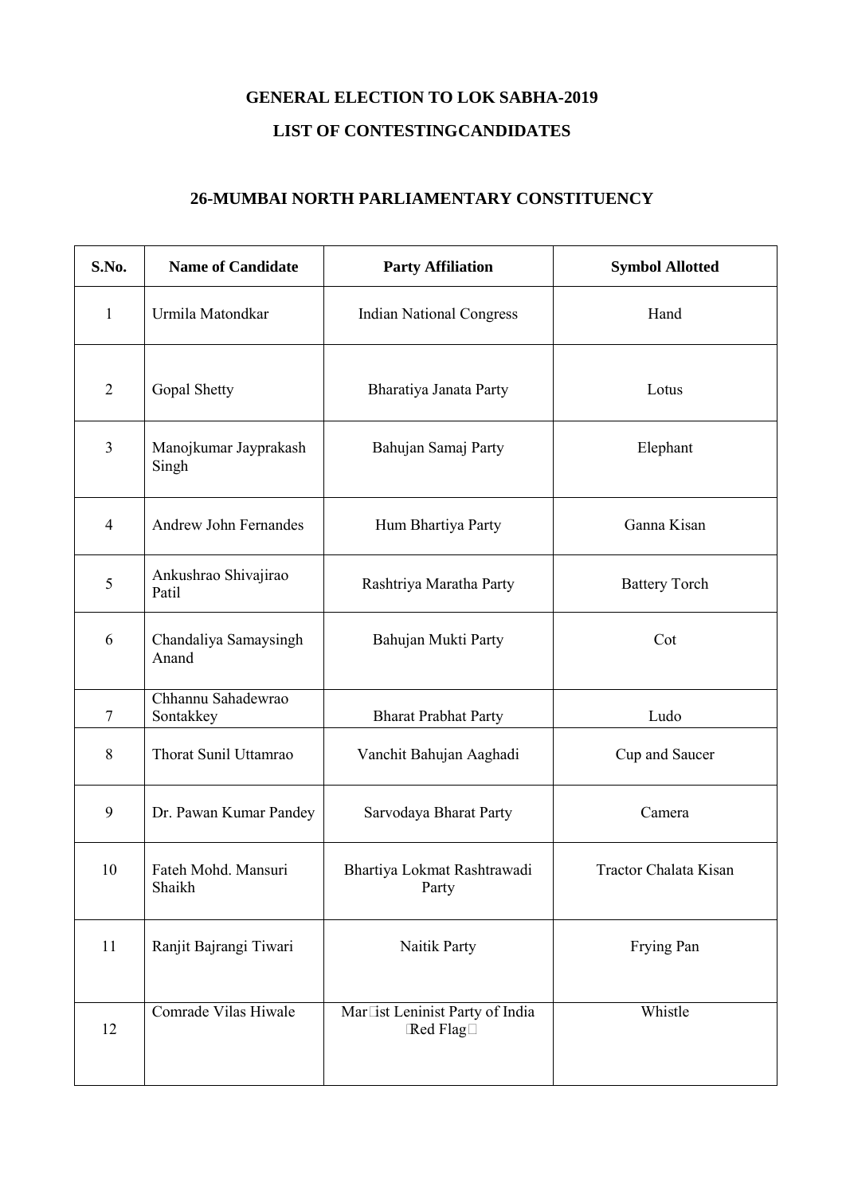# GENERAL ELECTION TO LOK SABHA-2019

## LIST OF CONTESTINGCANDIDATES

## 26-MUMBAI NORTH PARLIAMENTARY CONSTITUENCY

| S.No. | Name of Candidate | Party Affiliation | Symbol Allotted |
|---|---|---|---|
| 1 | Urmila Matondkar | Indian National Congress | Hand |
| 2 | Gopal Shetty | Bharatiya Janata Party | Lotus |
| 3 | Manojkumar Jayprakash Singh | Bahujan Samaj Party | Elephant |
| 4 | Andrew John Fernandes | Hum Bhartiya Party | Ganna Kisan |
| 5 | Ankushrao Shivajirao Patil | Rashtriya Maratha Party | Battery Torch |
| 6 | Chandaliya Samaysingh Anand | Bahujan Mukti Party | Cot |
| 7 | Chhannu Sahadewrao Sontakkey | Bharat Prabhat Party | Ludo |
| 8 | Thorat Sunil Uttamrao | Vanchit Bahujan Aaghadi | Cup and Saucer |
| 9 | Dr. Pawan Kumar Pandey | Sarvodaya Bharat Party | Camera |
| 10 | Fateh Mohd. Mansuri Shaikh | Bhartiya Lokmat Rashtrawadi Party | Tractor Chalata Kisan |
| 11 | Ranjit Bajrangi Tiwari | Naitik Party | Frying Pan |
| 12 | Comrade Vilas Hiwale | Mar□ist Leninist Party of India □Red Flag□ | Whistle |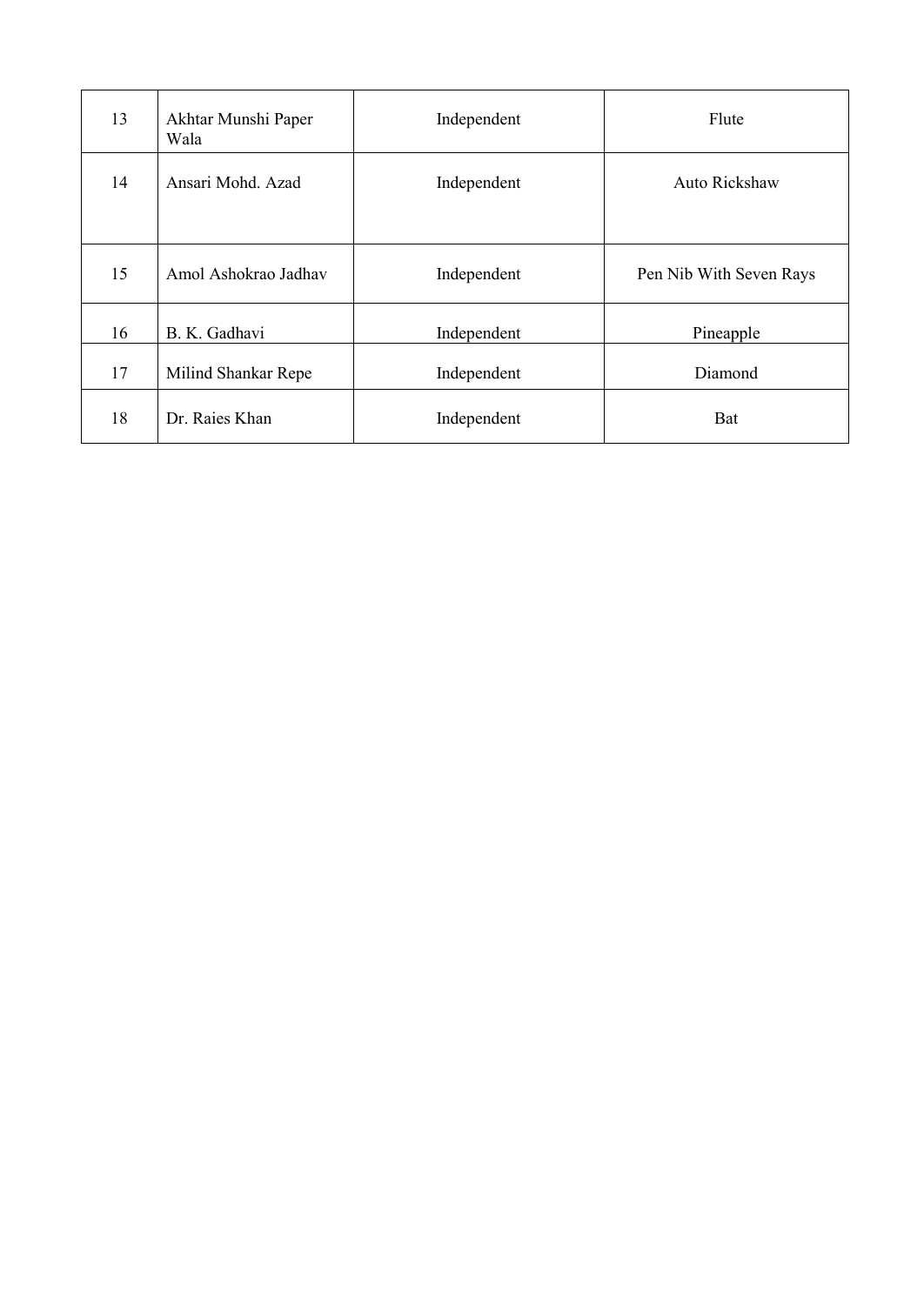| 13 | Akhtar Munshi Paper Wala | Independent | Flute |
|---|---|---|---|
| 14 | Ansari Mohd. Azad | Independent | Auto Rickshaw |
| 15 | Amol Ashokrao Jadhav | Independent | Pen Nib With Seven Rays |
| 16 | B. K. Gadhavi | Independent | Pineapple |
| 17 | Milind Shankar Repe | Independent | Diamond |
| 18 | Dr. Raies Khan | Independent | Bat |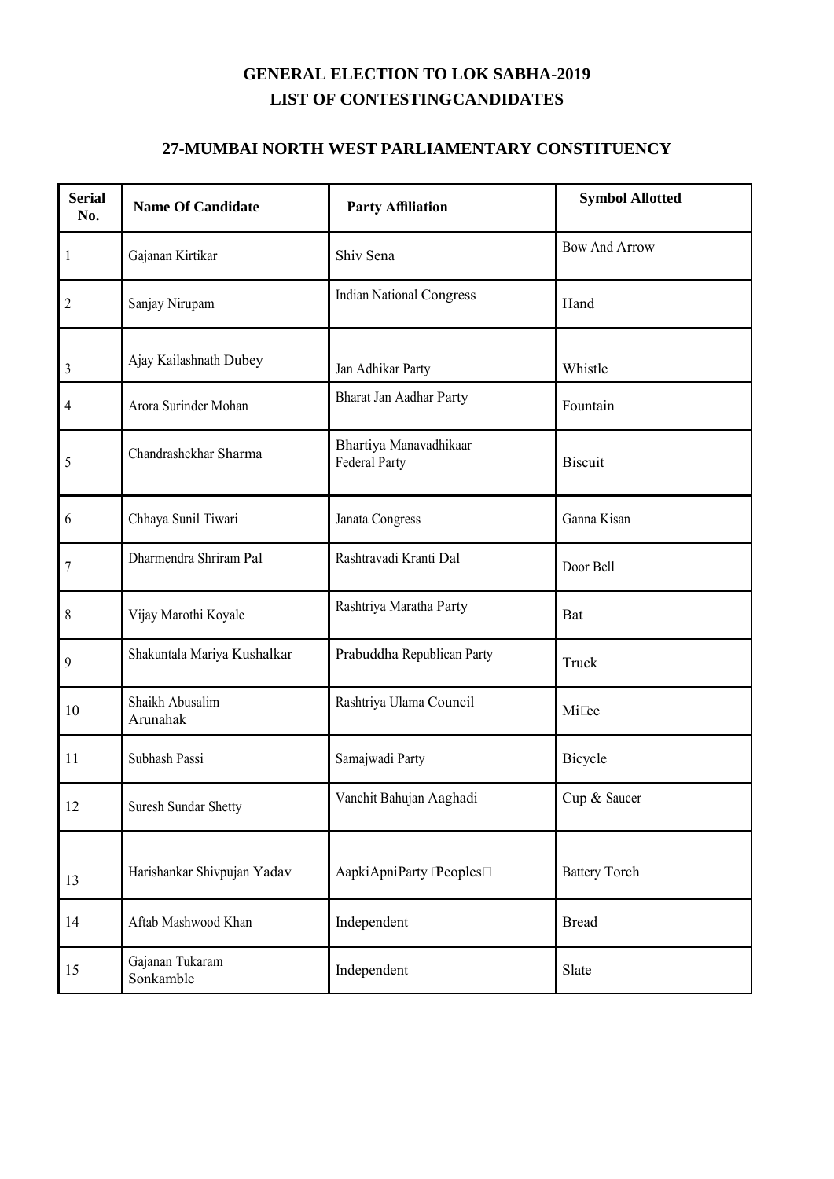# GENERAL ELECTION TO LOK SABHA-2019

# LIST OF CONTESTINGCANDIDATES

## 27-MUMBAI NORTH WEST PARLIAMENTARY CONSTITUENCY

| Serial No. | Name Of Candidate | Party Affiliation | Symbol Allotted |
|---|---|---|---|
| 1 | Gajanan Kirtikar | Shiv Sena | Bow And Arrow |
| 2 | Sanjay Nirupam | Indian National Congress | Hand |
| 3 | Ajay Kailashnath Dubey | Jan Adhikar Party | Whistle |
| 4 | Arora Surinder Mohan | Bharat Jan Aadhar Party | Fountain |
| 5 | Chandrashekhar Sharma | Bhartiya Manavadhikaar Federal Party | Biscuit |
| 6 | Chhaya Sunil Tiwari | Janata Congress | Ganna Kisan |
| 7 | Dharmendra Shriram Pal | Rashtravadi Kranti Dal | Door Bell |
| 8 | Vijay Marothi Koyale | Rashtriya Maratha Party | Bat |
| 9 | Shakuntala Mariya Kushalkar | Prabuddha Republican Party | Truck |
| 10 | Shaikh Abusalim Arunahak | Rashtriya Ulama Council | Mi�ee |
| 11 | Subhash Passi | Samajwadi Party | Bicycle |
| 12 | Suresh Sundar Shetty | Vanchit Bahujan Aaghadi | Cup & Saucer |
| 13 | Harishankar Shivpujan Yadav | AapkiApniParty �Peoples� | Battery Torch |
| 14 | Aftab Mashwood Khan | Independent | Bread |
| 15 | Gajanan Tukaram Sonkamble | Independent | Slate |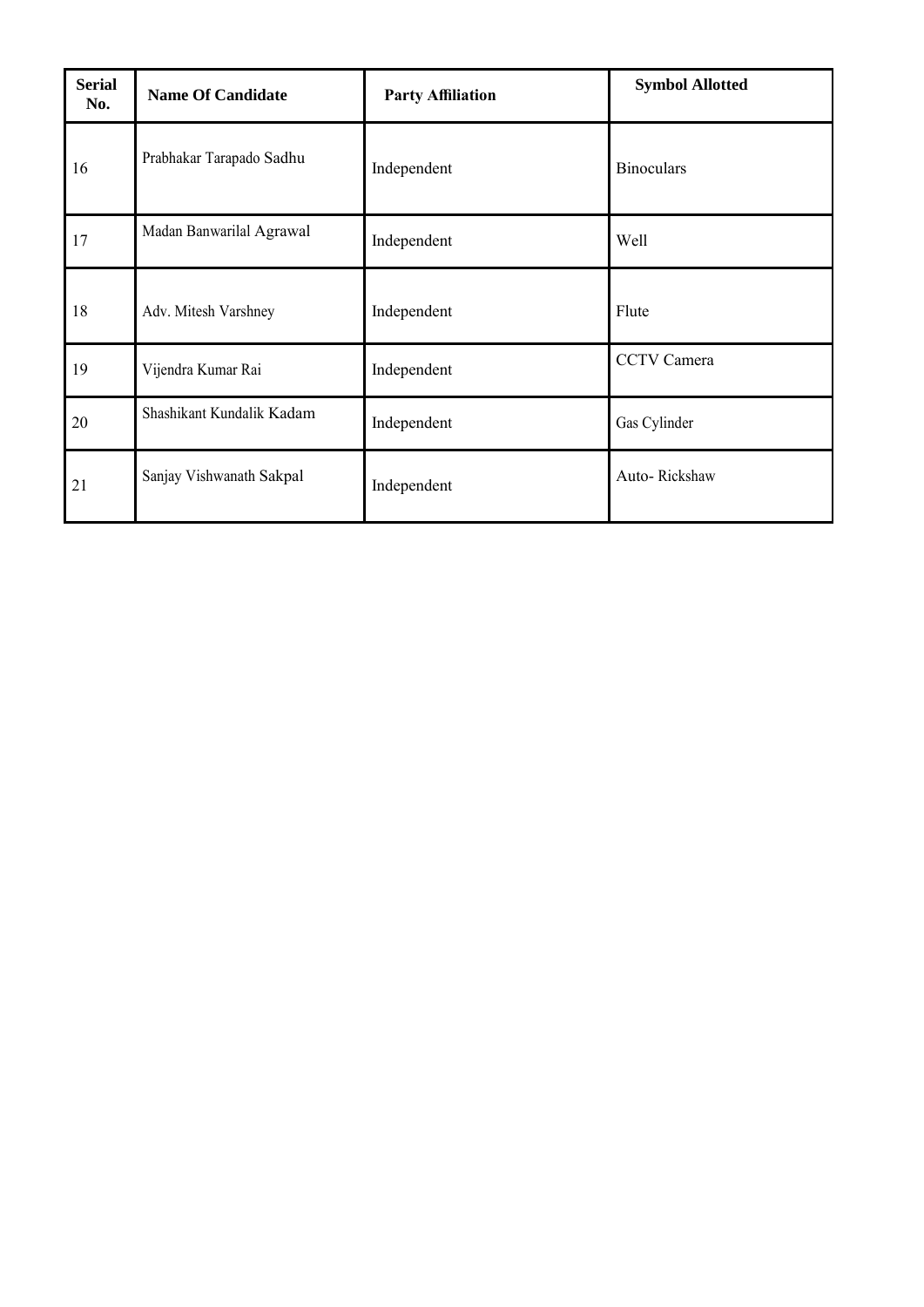| Serial No. | Name Of Candidate | Party Affiliation | Symbol Allotted |
|---|---|---|---|
| 16 | Prabhakar Tarapado Sadhu | Independent | Binoculars |
| 17 | Madan Banwarilal Agrawal | Independent | Well |
| 18 | Adv. Mitesh Varshney | Independent | Flute |
| 19 | Vijendra Kumar Rai | Independent | CCTV Camera |
| 20 | Shashikant Kundalik Kadam | Independent | Gas Cylinder |
| 21 | Sanjay Vishwanath Sakpal | Independent | Auto- Rickshaw |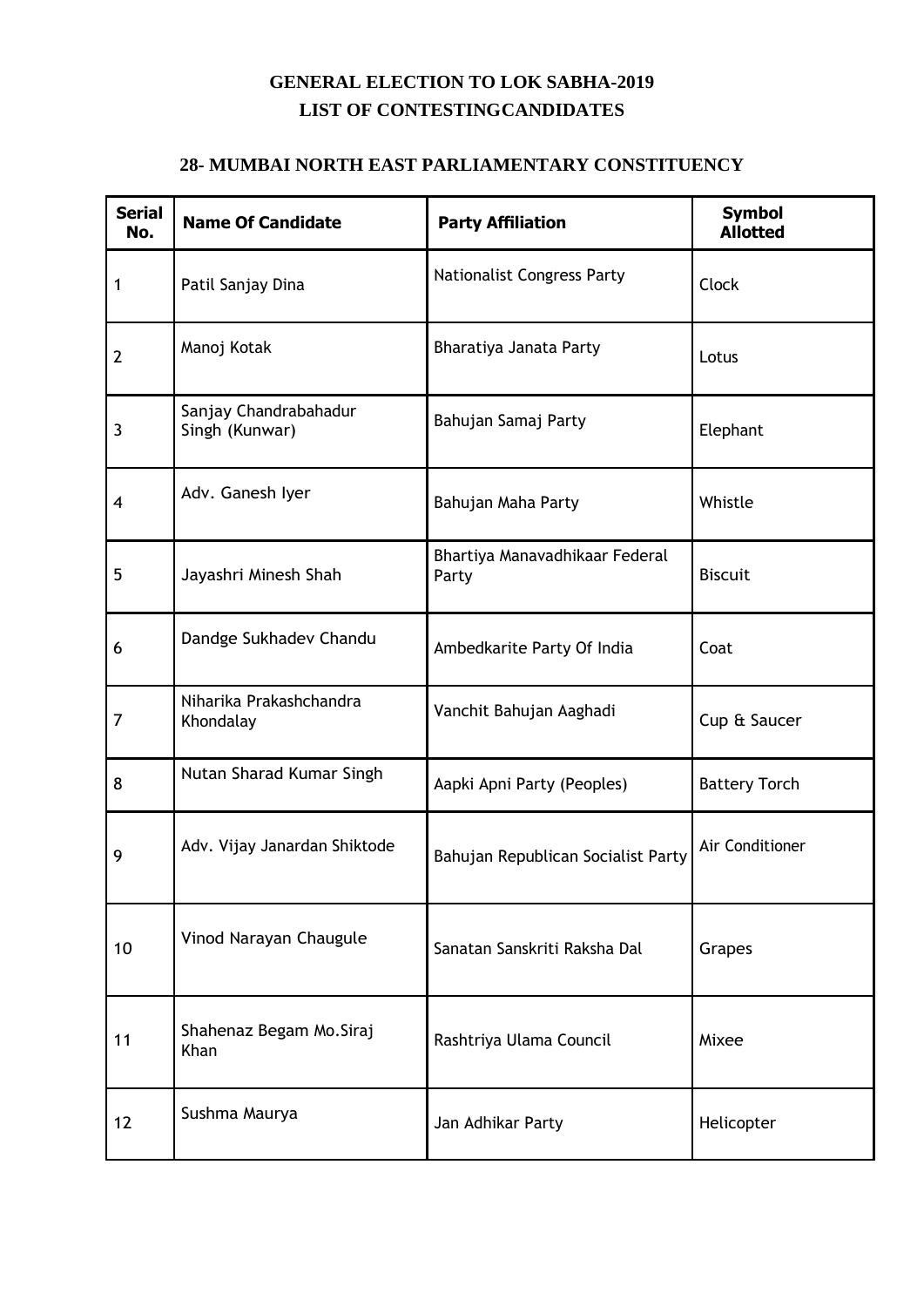# GENERAL ELECTION TO LOK SABHA-2019
## LIST OF CONTESTINGCANDIDATES

### 28- MUMBAI NORTH EAST PARLIAMENTARY CONSTITUENCY

| Serial No. | Name Of Candidate | Party Affiliation | Symbol Allotted |
|---|---|---|---|
| 1 | Patil Sanjay Dina | Nationalist Congress Party | Clock |
| 2 | Manoj Kotak | Bharatiya Janata Party | Lotus |
| 3 | Sanjay Chandrabahadur Singh (Kunwar) | Bahujan Samaj Party | Elephant |
| 4 | Adv. Ganesh Iyer | Bahujan Maha Party | Whistle |
| 5 | Jayashri Minesh Shah | Bhartiya Manavadhikaar Federal Party | Biscuit |
| 6 | Dandge Sukhadev Chandu | Ambedkarite Party Of India | Coat |
| 7 | Niharika Prakashchandra Khondalay | Vanchit Bahujan Aaghadi | Cup & Saucer |
| 8 | Nutan Sharad Kumar Singh | Aapki Apni Party (Peoples) | Battery Torch |
| 9 | Adv. Vijay Janardan Shiktode | Bahujan Republican Socialist Party | Air Conditioner |
| 10 | Vinod Narayan Chaugule | Sanatan Sanskriti Raksha Dal | Grapes |
| 11 | Shahenaz Begam Mo.Siraj Khan | Rashtriya Ulama Council | Mixee |
| 12 | Sushma Maurya | Jan Adhikar Party | Helicopter |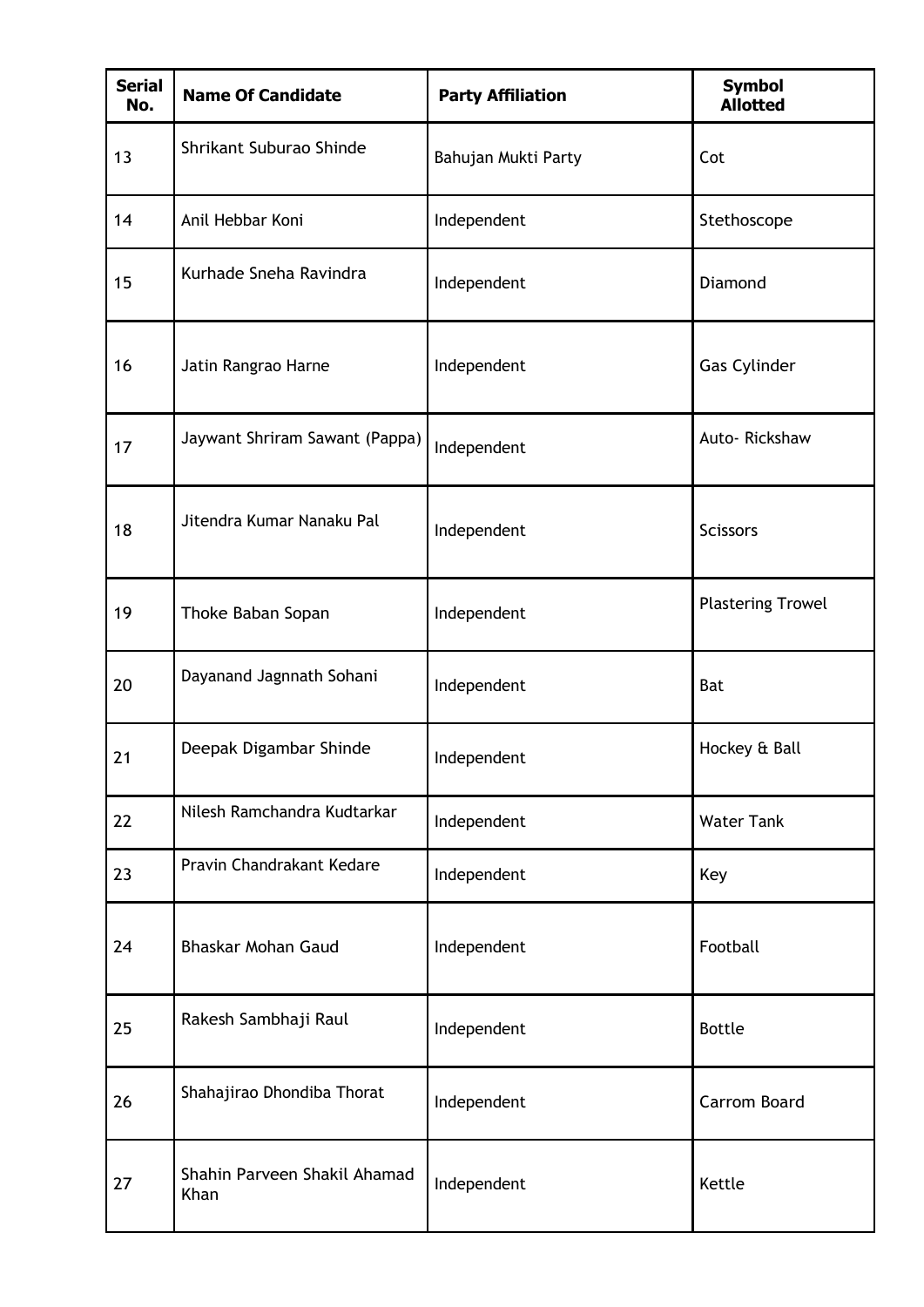| Serial No. | Name Of Candidate | Party Affiliation | Symbol Allotted |
|---|---|---|---|
| 13 | Shrikant Suburao Shinde | Bahujan Mukti Party | Cot |
| 14 | Anil Hebbar Koni | Independent | Stethoscope |
| 15 | Kurhade Sneha Ravindra | Independent | Diamond |
| 16 | Jatin Rangrao Harne | Independent | Gas Cylinder |
| 17 | Jaywant Shriram Sawant (Pappa) | Independent | Auto- Rickshaw |
| 18 | Jitendra Kumar Nanaku Pal | Independent | Scissors |
| 19 | Thoke Baban Sopan | Independent | Plastering Trowel |
| 20 | Dayanand Jagnnath Sohani | Independent | Bat |
| 21 | Deepak Digambar Shinde | Independent | Hockey & Ball |
| 22 | Nilesh Ramchandra Kudtarkar | Independent | Water Tank |
| 23 | Pravin Chandrakant Kedare | Independent | Key |
| 24 | Bhaskar Mohan Gaud | Independent | Football |
| 25 | Rakesh Sambhaji Raul | Independent | Bottle |
| 26 | Shahajirao Dhondiba Thorat | Independent | Carrom Board |
| 27 | Shahin Parveen Shakil Ahamad Khan | Independent | Kettle |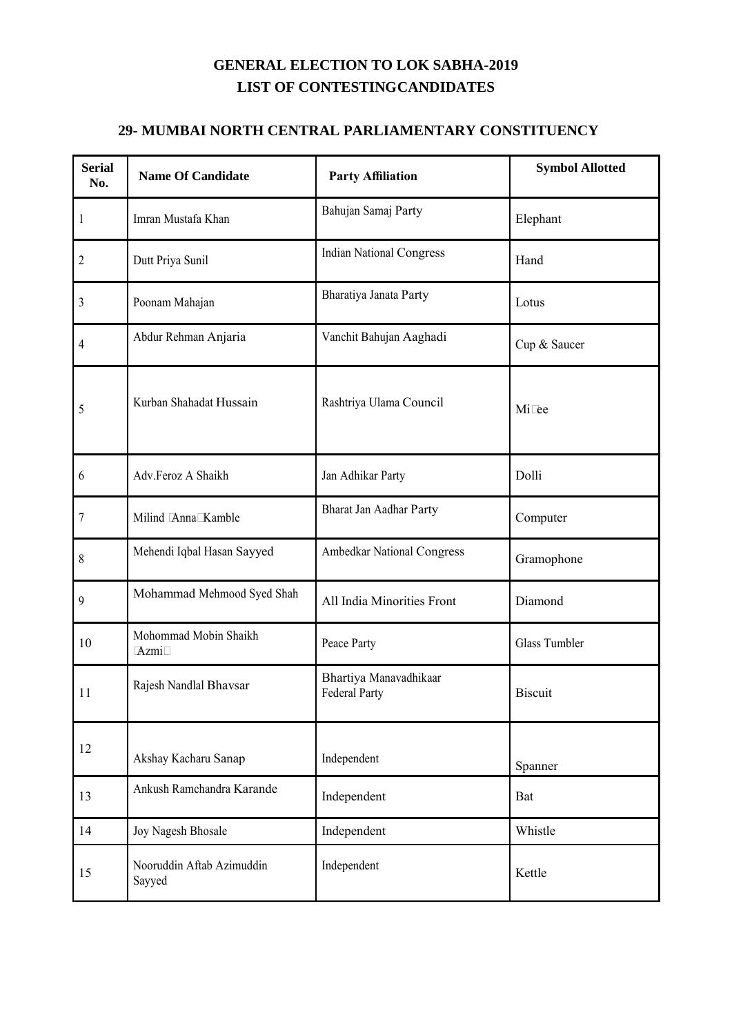## GENERAL ELECTION TO LOK SABHA-2019
## LIST OF CONTESTINGCANDIDATES

### 29- MUMBAI NORTH CENTRAL PARLIAMENTARY CONSTITUENCY

| Serial No. | Name Of Candidate | Party Affiliation | Symbol Allotted |
|---|---|---|---|
| 1 | Imran Mustafa Khan | Bahujan Samaj Party | Elephant |
| 2 | Dutt Priya Sunil | Indian National Congress | Hand |
| 3 | Poonam Mahajan | Bharatiya Janata Party | Lotus |
| 4 | Abdur Rehman Anjaria | Vanchit Bahujan Aaghadi | Cup & Saucer |
| 5 | Kurban Shahadat Hussain | Rashtriya Ulama Council | Mi�ee |
| 6 | Adv.Feroz A Shaikh | Jan Adhikar Party | Dolli |
| 7 | Milind �Anna�Kamble | Bharat Jan Aadhar Party | Computer |
| 8 | Mehendi Iqbal Hasan Sayyed | Ambedkar National Congress | Gramophone |
| 9 | Mohammad Mehmood Syed Shah | All India Minorities Front | Diamond |
| 10 | Mohommad Mobin Shaikh �Azmi� | Peace Party | Glass Tumbler |
| 11 | Rajesh Nandlal Bhavsar | Bhartiya Manavadhikaar Federal Party | Biscuit |
| 12 | Akshay Kacharu Sanap | Independent | Spanner |
| 13 | Ankush Ramchandra Karande | Independent | Bat |
| 14 | Joy Nagesh Bhosale | Independent | Whistle |
| 15 | Nooruddin Aftab Azimuddin Sayyed | Independent | Kettle |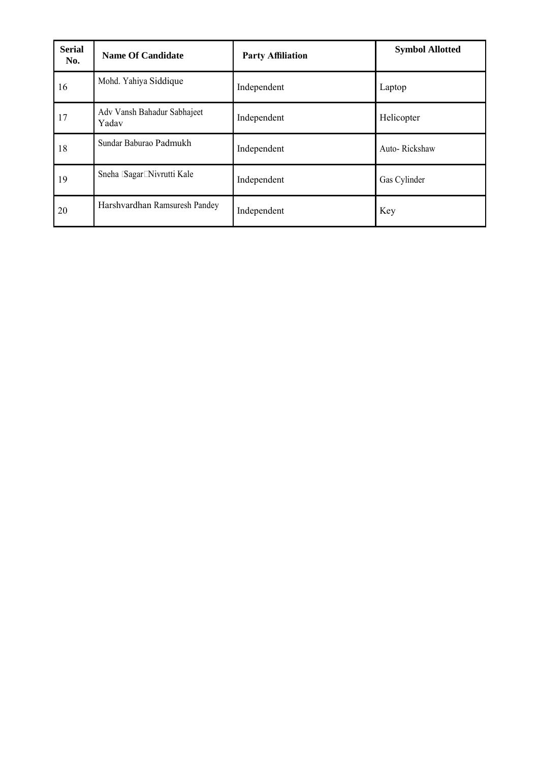| Serial No. | Name Of Candidate | Party Affiliation | Symbol Allotted |
| --- | --- | --- | --- |
| 16 | Mohd. Yahiya Siddique | Independent | Laptop |
| 17 | Adv Vansh Bahadur Sabhajeet Yadav | Independent | Helicopter |
| 18 | Sundar Baburao Padmukh | Independent | Auto- Rickshaw |
| 19 | Sneha Sagar Nivrutti Kale | Independent | Gas Cylinder |
| 20 | Harshvardhan Ramsuresh Pandey | Independent | Key |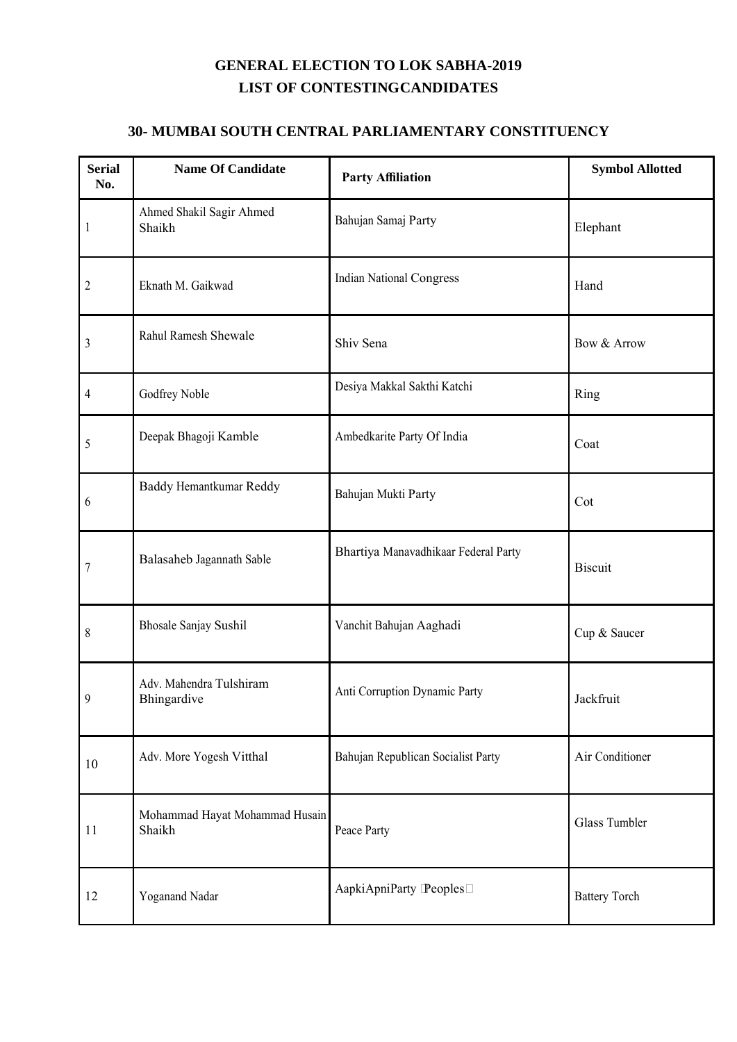# GENERAL ELECTION TO LOK SABHA-2019
## LIST OF CONTESTINGCANDIDATES

### 30- MUMBAI SOUTH CENTRAL PARLIAMENTARY CONSTITUENCY

| Serial No. | Name Of Candidate | Party Affiliation | Symbol Allotted |
|---|---|---|---|
| 1 | Ahmed Shakil Sagir Ahmed Shaikh | Bahujan Samaj Party | Elephant |
| 2 | Eknath M. Gaikwad | Indian National Congress | Hand |
| 3 | Rahul Ramesh Shewale | Shiv Sena | Bow & Arrow |
| 4 | Godfrey Noble | Desiya Makkal Sakthi Katchi | Ring |
| 5 | Deepak Bhagoji Kamble | Ambedkarite Party Of India | Coat |
| 6 | Baddy Hemantkumar Reddy | Bahujan Mukti Party | Cot |
| 7 | Balasaheb Jagannath Sable | Bhartiya Manavadhikaar Federal Party | Biscuit |
| 8 | Bhosale Sanjay Sushil | Vanchit Bahujan Aaghadi | Cup & Saucer |
| 9 | Adv. Mahendra Tulshiram Bhingardive | Anti Corruption Dynamic Party | Jackfruit |
| 10 | Adv. More Yogesh Vitthal | Bahujan Republican Socialist Party | Air Conditioner |
| 11 | Mohammad Hayat Mohammad Husain Shaikh | Peace Party | Glass Tumbler |
| 12 | Yoganand Nadar | AapkiApniParty (Peoples) | Battery Torch |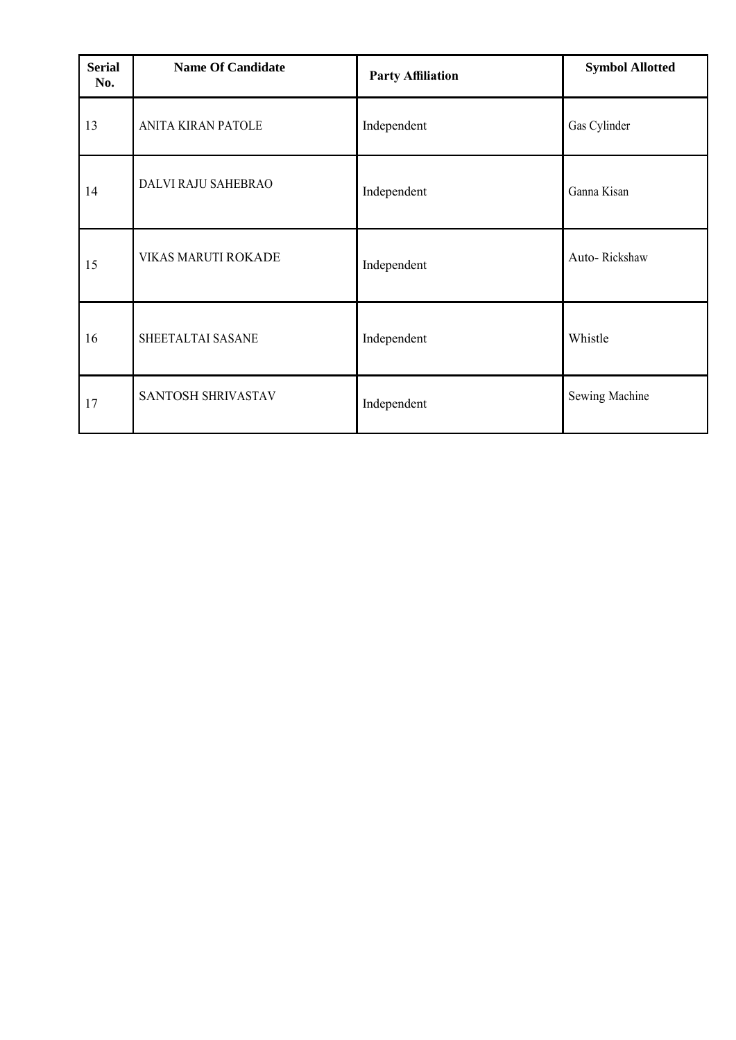| Serial No. | Name Of Candidate | Party Affiliation | Symbol Allotted |
|---|---|---|---|
| 13 | ANITA KIRAN PATOLE | Independent | Gas Cylinder |
| 14 | DALVI RAJU SAHEBRAO | Independent | Ganna Kisan |
| 15 | VIKAS MARUTI ROKADE | Independent | Auto- Rickshaw |
| 16 | SHEETALTAI SASANE | Independent | Whistle |
| 17 | SANTOSH SHRIVASTAV | Independent | Sewing Machine |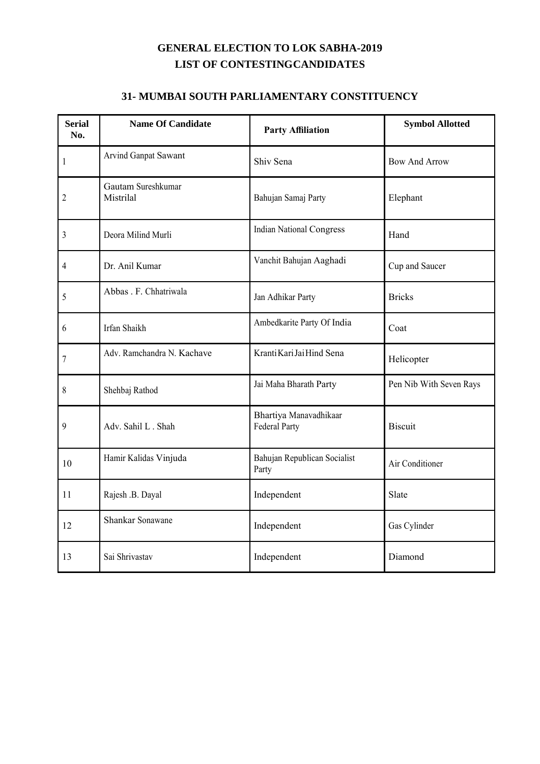# GENERAL ELECTION TO LOK SABHA-2019
# LIST OF CONTESTINGCANDIDATES

## 31- MUMBAI SOUTH PARLIAMENTARY CONSTITUENCY

| Serial No. | Name Of Candidate | Party Affiliation | Symbol Allotted |
|---|---|---|---|
| 1 | Arvind Ganpat Sawant | Shiv Sena | Bow And Arrow |
| 2 | Gautam Sureshkumar Mistrilal | Bahujan Samaj Party | Elephant |
| 3 | Deora Milind Murli | Indian National Congress | Hand |
| 4 | Dr. Anil Kumar | Vanchit Bahujan Aaghadi | Cup and Saucer |
| 5 | Abbas . F. Chhatriwala | Jan Adhikar Party | Bricks |
| 6 | Irfan Shaikh | Ambedkarite Party Of India | Coat |
| 7 | Adv. Ramchandra N. Kachave | KrantiKariJaiHind Sena | Helicopter |
| 8 | Shehbaj Rathod | Jai Maha Bharath Party | Pen Nib With Seven Rays |
| 9 | Adv. Sahil L . Shah | Bhartiya Manavadhikaar Federal Party | Biscuit |
| 10 | Hamir Kalidas Vinjuda | Bahujan Republican Socialist Party | Air Conditioner |
| 11 | Rajesh .B. Dayal | Independent | Slate |
| 12 | Shankar Sonawane | Independent | Gas Cylinder |
| 13 | Sai Shrivastav | Independent | Diamond |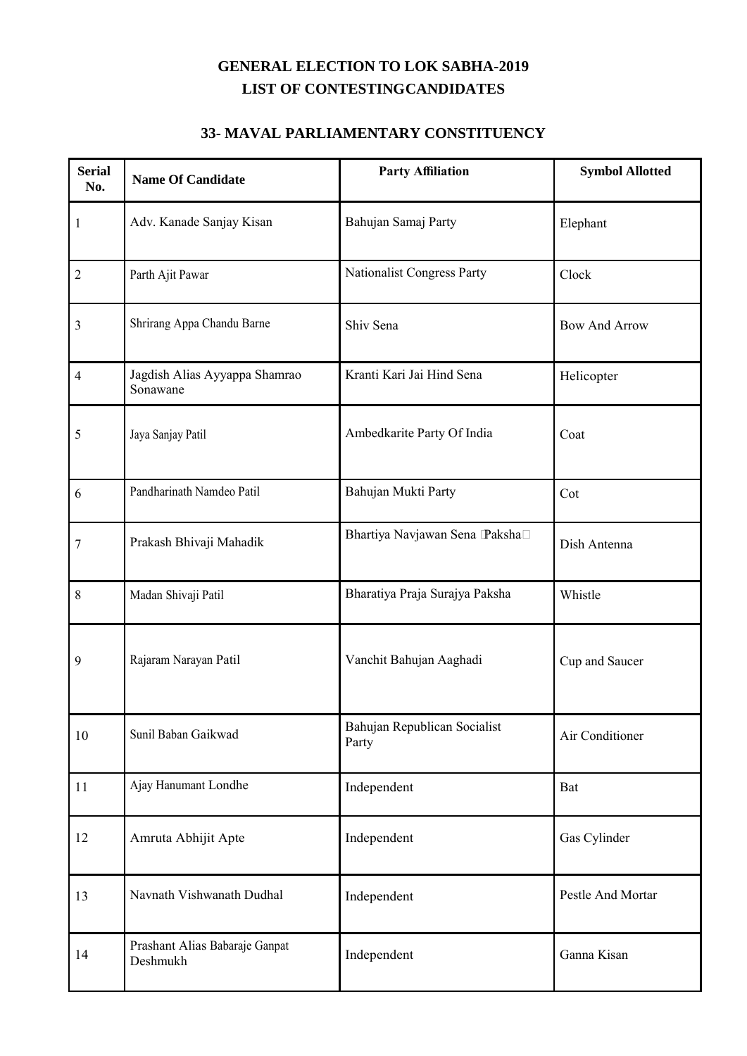# GENERAL ELECTION TO LOK SABHA-2019
## LIST OF CONTESTINGCANDIDATES

### 33- MAVAL PARLIAMENTARY CONSTITUENCY

| Serial No. | Name Of Candidate | Party Affiliation | Symbol Allotted |
|---|---|---|---|
| 1 | Adv. Kanade Sanjay Kisan | Bahujan Samaj Party | Elephant |
| 2 | Parth Ajit Pawar | Nationalist Congress Party | Clock |
| 3 | Shrirang Appa Chandu Barne | Shiv Sena | Bow And Arrow |
| 4 | Jagdish Alias Ayyappa Shamrao Sonawane | Kranti Kari Jai Hind Sena | Helicopter |
| 5 | Jaya Sanjay Patil | Ambedkarite Party Of India | Coat |
| 6 | Pandharinath Namdeo Patil | Bahujan Mukti Party | Cot |
| 7 | Prakash Bhivaji Mahadik | Bhartiya Navjawan Sena (Paksha) | Dish Antenna |
| 8 | Madan Shivaji Patil | Bharatiya Praja Surajya Paksha | Whistle |
| 9 | Rajaram Narayan Patil | Vanchit Bahujan Aaghadi | Cup and Saucer |
| 10 | Sunil Baban Gaikwad | Bahujan Republican Socialist Party | Air Conditioner |
| 11 | Ajay Hanumant Londhe | Independent | Bat |
| 12 | Amruta Abhijit Apte | Independent | Gas Cylinder |
| 13 | Navnath Vishwanath Dudhal | Independent | Pestle And Mortar |
| 14 | Prashant Alias Babaraje Ganpat Deshmukh | Independent | Ganna Kisan |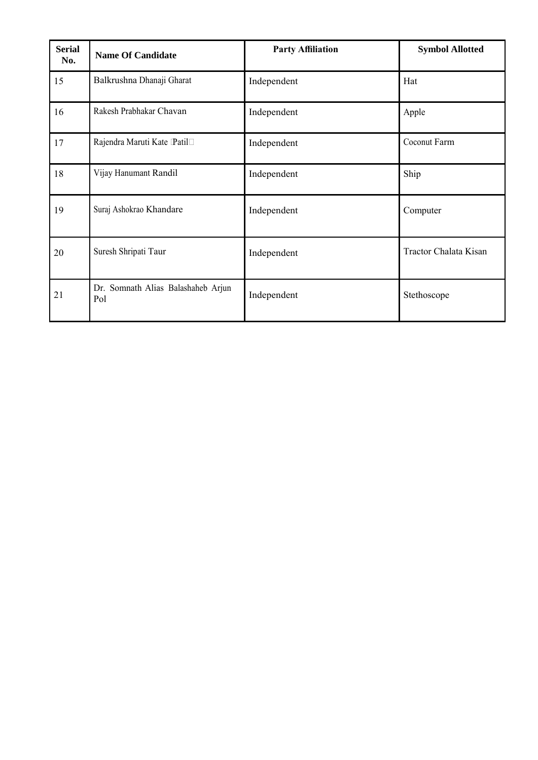| Serial No. | Name Of Candidate | Party Affiliation | Symbol Allotted |
| --- | --- | --- | --- |
| 15 | Balkrushna Dhanaji Gharat | Independent | Hat |
| 16 | Rakesh Prabhakar Chavan | Independent | Apple |
| 17 | Rajendra Maruti Kate (Patil) | Independent | Coconut Farm |
| 18 | Vijay Hanumant Randil | Independent | Ship |
| 19 | Suraj Ashokrao Khandare | Independent | Computer |
| 20 | Suresh Shripati Taur | Independent | Tractor Chalata Kisan |
| 21 | Dr. Somnath Alias Balashaheb Arjun Pol | Independent | Stethoscope |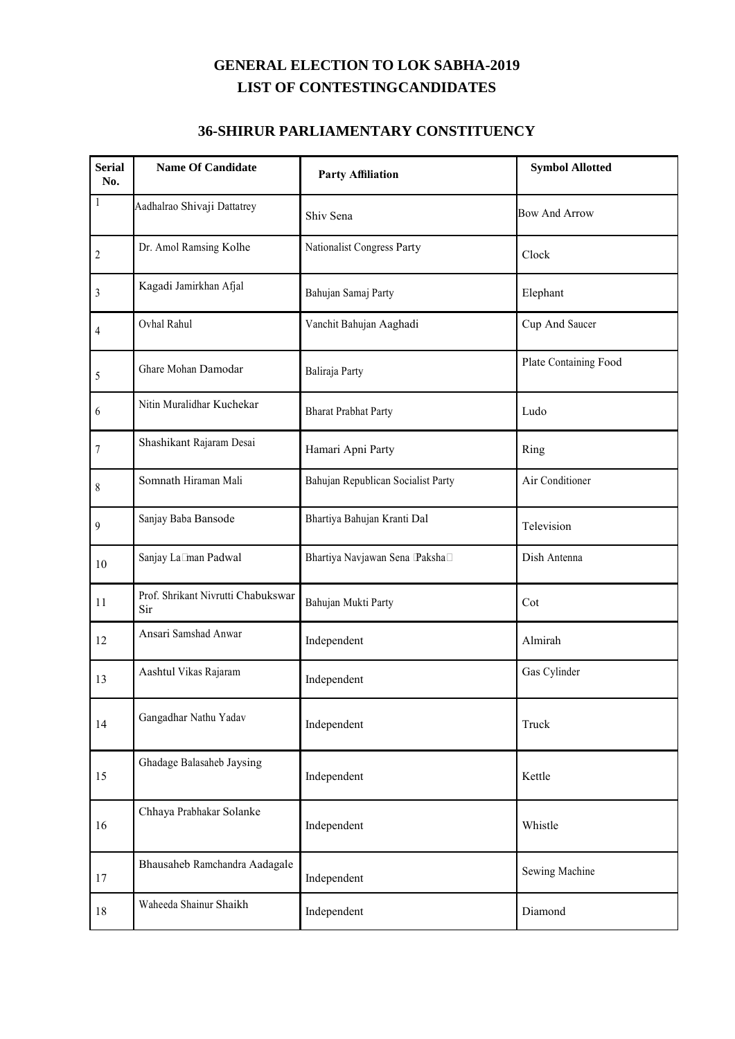# GENERAL ELECTION TO LOK SABHA-2019
# LIST OF CONTESTINGCANDIDATES

## 36-SHIRUR PARLIAMENTARY CONSTITUENCY

| Serial No. | Name Of Candidate | Party Affiliation | Symbol Allotted |
|---|---|---|---|
| 1 | Aadhalrao Shivaji Dattatrey | Shiv Sena | Bow And Arrow |
| 2 | Dr. Amol Ramsing Kolhe | Nationalist Congress Party | Clock |
| 3 | Kagadi Jamirkhan Afjal | Bahujan Samaj Party | Elephant |
| 4 | Ovhal Rahul | Vanchit Bahujan Aaghadi | Cup And Saucer |
| 5 | Ghare Mohan Damodar | Baliraja Party | Plate Containing Food |
| 6 | Nitin Muralidhar Kuchekar | Bharat Prabhat Party | Ludo |
| 7 | Shashikant Rajaram Desai | Hamari Apni Party | Ring |
| 8 | Somnath Hiraman Mali | Bahujan Republican Socialist Party | Air Conditioner |
| 9 | Sanjay Baba Bansode | Bhartiya Bahujan Kranti Dal | Television |
| 10 | Sanjay La�man Padwal | Bhartiya Navjawan Sena �Paksha� | Dish Antenna |
| 11 | Prof. Shrikant Nivrutti Chabukswar Sir | Bahujan Mukti Party | Cot |
| 12 | Ansari Samshad Anwar | Independent | Almirah |
| 13 | Aashtul Vikas Rajaram | Independent | Gas Cylinder |
| 14 | Gangadhar Nathu Yadav | Independent | Truck |
| 15 | Ghadage Balasaheb Jaysing | Independent | Kettle |
| 16 | Chhaya Prabhakar Solanke | Independent | Whistle |
| 17 | Bhausaheb Ramchandra Aadagale | Independent | Sewing Machine |
| 18 | Waheeda Shainur Shaikh | Independent | Diamond |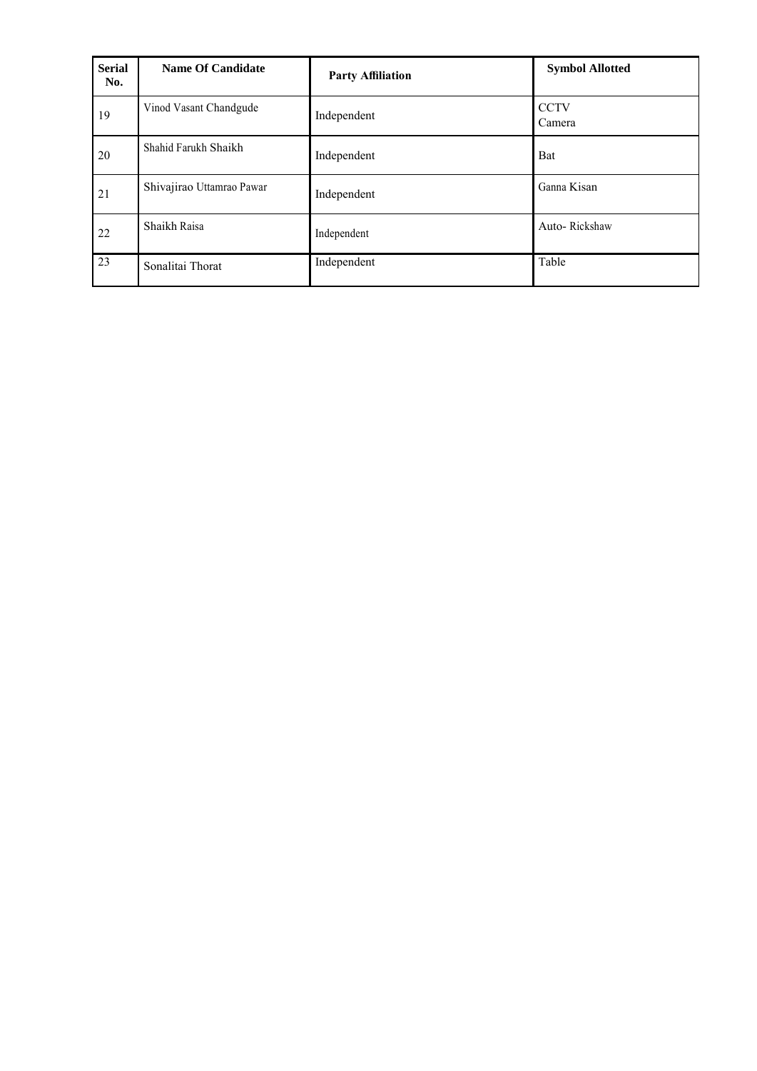| Serial No. | Name Of Candidate | Party Affiliation | Symbol Allotted |
|---|---|---|---|
| 19 | Vinod Vasant Chandgude | Independent | CCTV Camera |
| 20 | Shahid Farukh Shaikh | Independent | Bat |
| 21 | Shivajirao Uttamrao Pawar | Independent | Ganna Kisan |
| 22 | Shaikh Raisa | Independent | Auto- Rickshaw |
| 23 | Sonalitai Thorat | Independent | Table |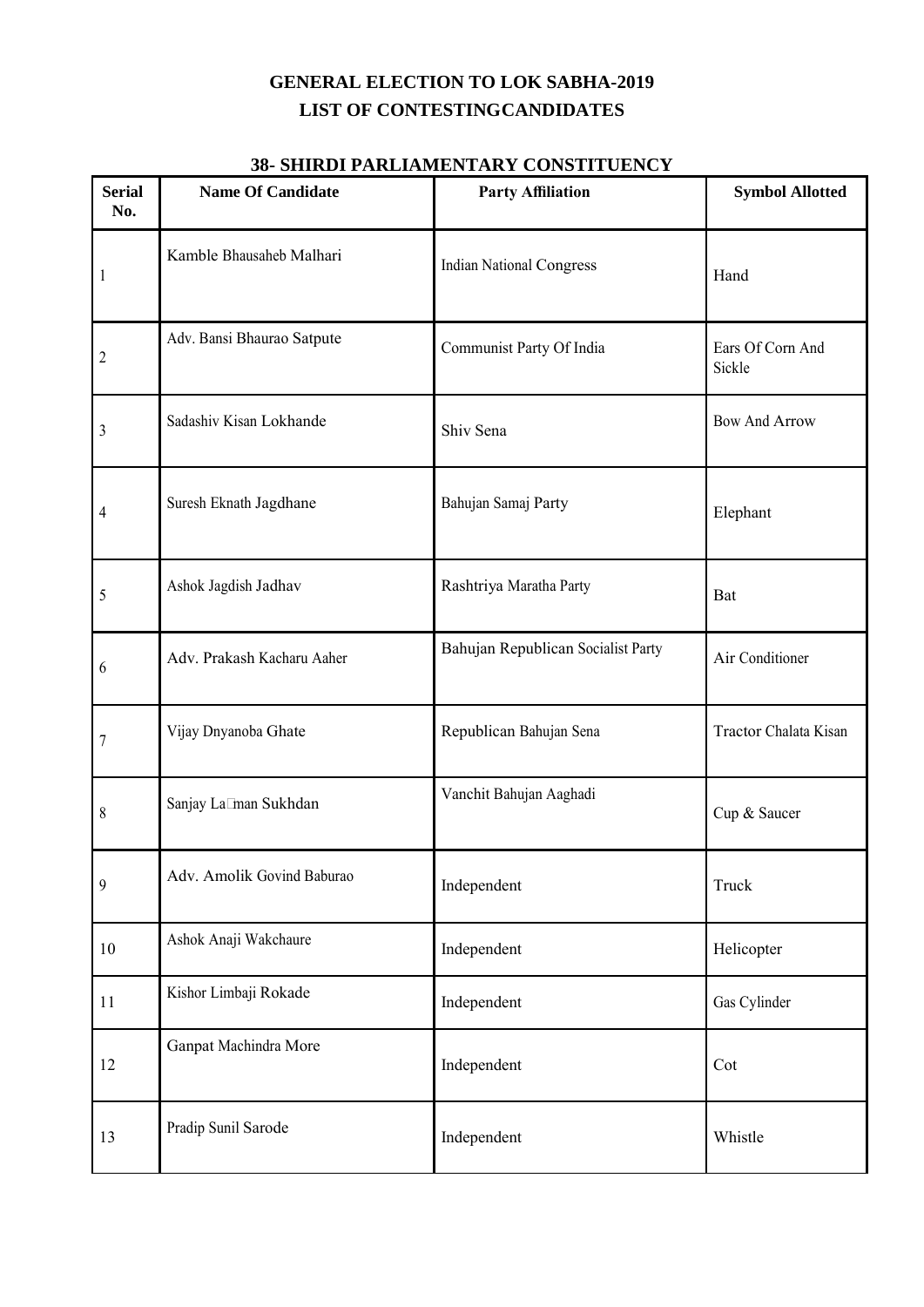# GENERAL ELECTION TO LOK SABHA-2019
## LIST OF CONTESTINGCANDIDATES

### 38- SHIRDI PARLIAMENTARY CONSTITUENCY

| Serial No. | Name Of Candidate | Party Affiliation | Symbol Allotted |
|---|---|---|---|
| 1 | Kamble Bhausaheb Malhari | Indian National Congress | Hand |
| 2 | Adv. Bansi Bhaurao Satpute | Communist Party Of India | Ears Of Corn And Sickle |
| 3 | Sadashiv Kisan Lokhande | Shiv Sena | Bow And Arrow |
| 4 | Suresh Eknath Jagdhane | Bahujan Samaj Party | Elephant |
| 5 | Ashok Jagdish Jadhav | Rashtriya Maratha Party | Bat |
| 6 | Adv. Prakash Kacharu Aaher | Bahujan Republican Socialist Party | Air Conditioner |
| 7 | Vijay Dnyanoba Ghate | Republican Bahujan Sena | Tractor Chalata Kisan |
| 8 | Sanjay La□man Sukhdan | Vanchit Bahujan Aaghadi | Cup & Saucer |
| 9 | Adv. Amolik Govind Baburao | Independent | Truck |
| 10 | Ashok Anaji Wakchaure | Independent | Helicopter |
| 11 | Kishor Limbaji Rokade | Independent | Gas Cylinder |
| 12 | Ganpat Machindra More | Independent | Cot |
| 13 | Pradip Sunil Sarode | Independent | Whistle |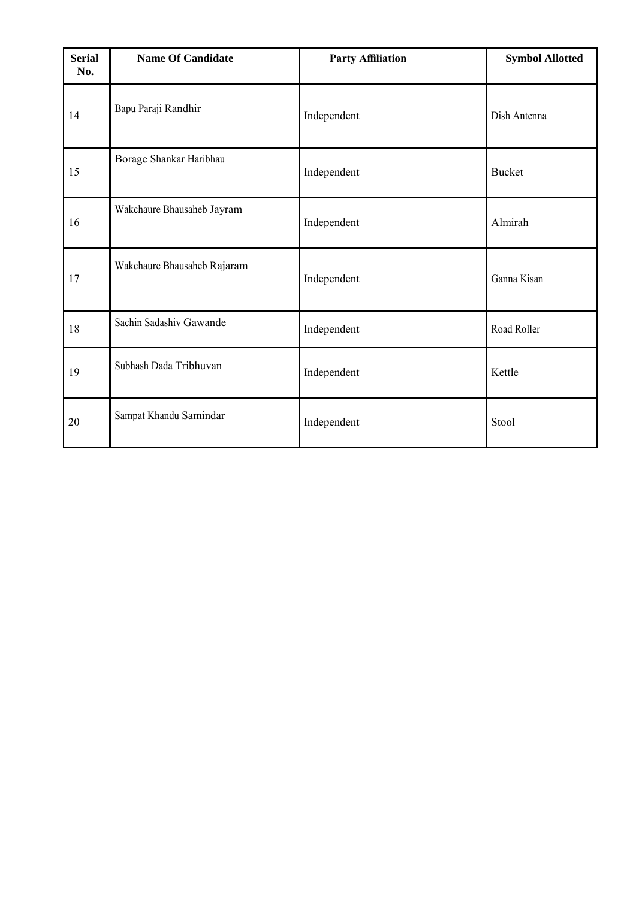| Serial No. | Name Of Candidate | Party Affiliation | Symbol Allotted |
|---|---|---|---|
| 14 | Bapu Paraji Randhir | Independent | Dish Antenna |
| 15 | Borage Shankar Haribhau | Independent | Bucket |
| 16 | Wakchaure Bhausaheb Jayram | Independent | Almirah |
| 17 | Wakchaure Bhausaheb Rajaram | Independent | Ganna Kisan |
| 18 | Sachin Sadashiv Gawande | Independent | Road Roller |
| 19 | Subhash Dada Tribhuvan | Independent | Kettle |
| 20 | Sampat Khandu Samindar | Independent | Stool |